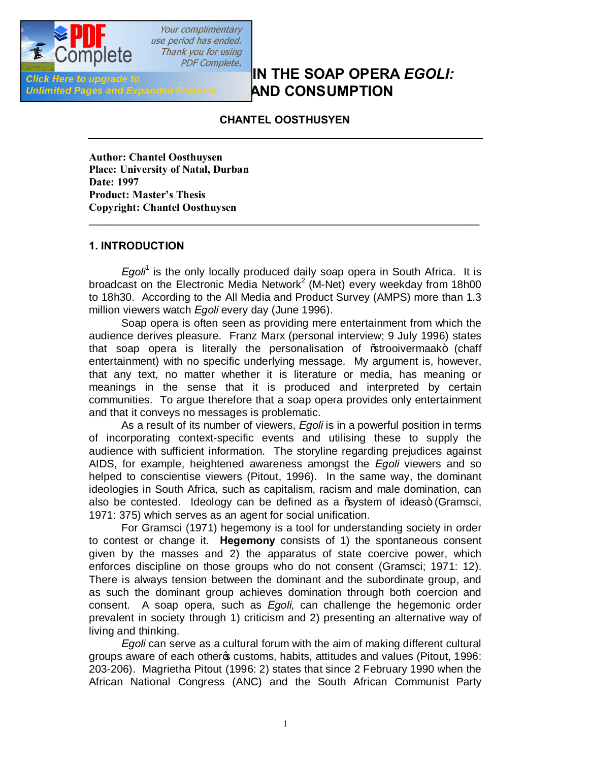# IN THE SOAP OPERA *EGOLI:* AND CONSUMPTION

**CHANTEL OOSTHUSYEN**

---

**Author: Chantel Oosthuysen**
**Place: University of Natal, Durban**
**Date: 1997**
**Product: Master's Thesis**
**Copyright: Chantel Oosthuysen**

---

## 1. INTRODUCTION

*Egoli*[1] is the only locally produced daily soap opera in South Africa. It is broadcast on the Electronic Media Network[2] (M-Net) every weekday from 18h00 to 18h30. According to the All Media and Product Survey (AMPS) more than 1.3 million viewers watch *Egoli* every day (June 1996).

Soap opera is often seen as providing mere entertainment from which the audience derives pleasure. Franz Marx (personal interview; 9 July 1996) states that soap opera is literally the personalisation of "strooivermaak" (chaff entertainment) with no specific underlying message. My argument is, however, that any text, no matter whether it is literature or media, has meaning or meanings in the sense that it is produced and interpreted by certain communities. To argue therefore that a soap opera provides only entertainment and that it conveys no messages is problematic.

As a result of its number of viewers, *Egoli* is in a powerful position in terms of incorporating context-specific events and utilising these to supply the audience with sufficient information. The storyline regarding prejudices against AIDS, for example, heightened awareness amongst the *Egoli* viewers and so helped to conscientise viewers (Pitout, 1996). In the same way, the dominant ideologies in South Africa, such as capitalism, racism and male domination, can also be contested. Ideology can be defined as a "system of ideas" (Gramsci, 1971: 375) which serves as an agent for social unification.

For Gramsci (1971) hegemony is a tool for understanding society in order to contest or change it. **Hegemony** consists of 1) the spontaneous consent given by the masses and 2) the apparatus of state coercive power, which enforces discipline on those groups who do not consent (Gramsci; 1971: 12). There is always tension between the dominant and the subordinate group, and as such the dominant group achieves domination through both coercion and consent. A soap opera, such as *Egoli*, can challenge the hegemonic order prevalent in society through 1) criticism and 2) presenting an alternative way of living and thinking.

*Egoli* can serve as a cultural forum with the aim of making different cultural groups aware of each other's customs, habits, attitudes and values (Pitout, 1996: 203-206). Magrietha Pitout (1996: 2) states that since 2 February 1990 when the African National Congress (ANC) and the South African Communist Party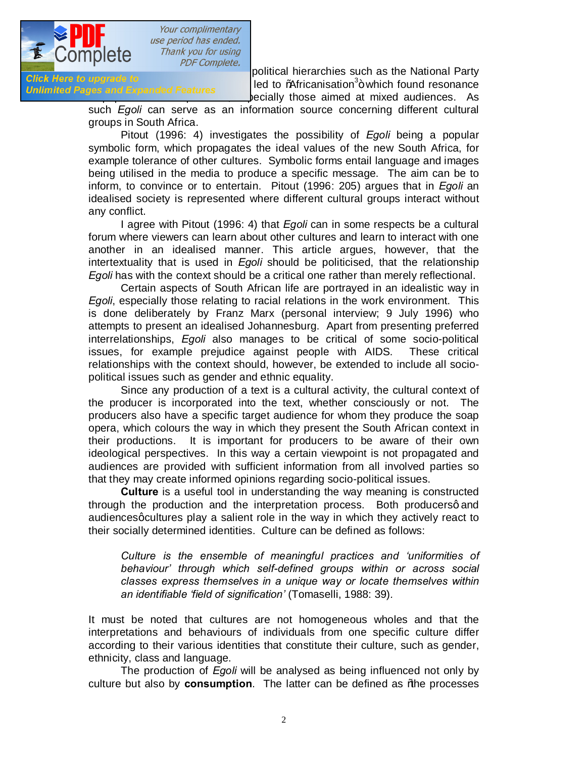political hierarchies such as the National Party led to "Africanisation"[3] which found resonance ...ecially those aimed at mixed audiences. As such *Egoli* can serve as an information source concerning different cultural groups in South Africa.

Pitout (1996: 4) investigates the possibility of *Egoli* being a popular symbolic form, which propagates the ideal values of the new South Africa, for example tolerance of other cultures. Symbolic forms entail language and images being utilised in the media to produce a specific message. The aim can be to inform, to convince or to entertain. Pitout (1996: 205) argues that in *Egoli* an idealised society is represented where different cultural groups interact without any conflict.

I agree with Pitout (1996: 4) that *Egoli* can in some respects be a cultural forum where viewers can learn about other cultures and learn to interact with one another in an idealised manner. This article argues, however, that the intertextuality that is used in *Egoli* should be politicised, that the relationship *Egoli* has with the context should be a critical one rather than merely reflectional.

Certain aspects of South African life are portrayed in an idealistic way in *Egoli*, especially those relating to racial relations in the work environment. This is done deliberately by Franz Marx (personal interview; 9 July 1996) who attempts to present an idealised Johannesburg. Apart from presenting preferred interrelationships, *Egoli* also manages to be critical of some socio-political issues, for example prejudice against people with AIDS. These critical relationships with the context should, however, be extended to include all socio-political issues such as gender and ethnic equality.

Since any production of a text is a cultural activity, the cultural context of the producer is incorporated into the text, whether consciously or not. The producers also have a specific target audience for whom they produce the soap opera, which colours the way in which they present the South African context in their productions. It is important for producers to be aware of their own ideological perspectives. In this way a certain viewpoint is not propagated and audiences are provided with sufficient information from all involved parties so that they may create informed opinions regarding socio-political issues.

**Culture** is a useful tool in understanding the way meaning is constructed through the production and the interpretation process. Both producers' and audiences' cultures play a salient role in the way in which they actively react to their socially determined identities. Culture can be defined as follows:

> *Culture is the ensemble of meaningful practices and 'uniformities of behaviour' through which self-defined groups within or across social classes express themselves in a unique way or locate themselves within an identifiable 'field of signification'* (Tomaselli, 1988: 39).

It must be noted that cultures are not homogeneous wholes and that the interpretations and behaviours of individuals from one specific culture differ according to their various identities that constitute their culture, such as gender, ethnicity, class and language.

The production of *Egoli* will be analysed as being influenced not only by culture but also by **consumption**. The latter can be defined as "the processes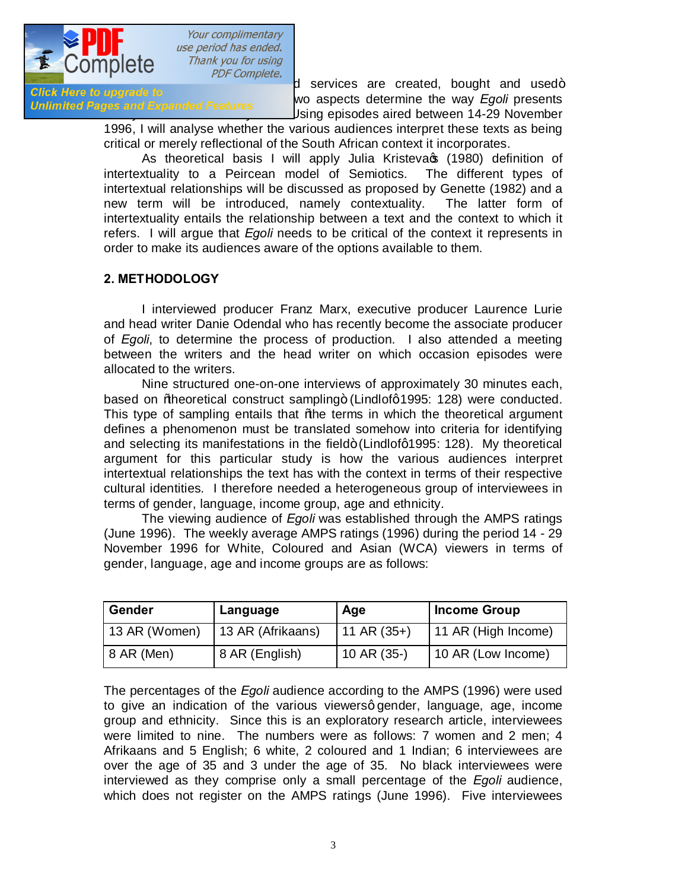d services are created, bought and used" wo aspects determine the way *Egoli* presents Using episodes aired between 14-29 November 1996, I will analyse whether the various audiences interpret these texts as being critical or merely reflectional of the South African context it incorporates.

As theoretical basis I will apply Julia Kristeva's (1980) definition of intertextuality to a Peircean model of Semiotics. The different types of intertextual relationships will be discussed as proposed by Genette (1982) and a new term will be introduced, namely contextuality. The latter form of intertextuality entails the relationship between a text and the context to which it refers. I will argue that *Egoli* needs to be critical of the context it represents in order to make its audiences aware of the options available to them.

## 2. METHODOLOGY

I interviewed producer Franz Marx, executive producer Laurence Lurie and head writer Danie Odendal who has recently become the associate producer of *Egoli*, to determine the process of production. I also attended a meeting between the writers and the head writer on which occasion episodes were allocated to the writers.

Nine structured one-on-one interviews of approximately 30 minutes each, based on "theoretical construct sampling" (Lindlof—1995: 128) were conducted. This type of sampling entails that "the terms in which the theoretical argument defines a phenomenon must be translated somehow into criteria for identifying and selecting its manifestations in the field" (Lindlof—1995: 128). My theoretical argument for this particular study is how the various audiences interpret intertextual relationships the text has with the context in terms of their respective cultural identities. I therefore needed a heterogeneous group of interviewees in terms of gender, language, income group, age and ethnicity.

The viewing audience of *Egoli* was established through the AMPS ratings (June 1996). The weekly average AMPS ratings (1996) during the period 14 - 29 November 1996 for White, Coloured and Asian (WCA) viewers in terms of gender, language, age and income groups are as follows:

| Gender | Language | Age | Income Group |
|---|---|---|---|
| 13 AR (Women) | 13 AR (Afrikaans) | 11 AR (35+) | 11 AR (High Income) |
| 8 AR (Men) | 8 AR (English) | 10 AR (35-) | 10 AR (Low Income) |

The percentages of the *Egoli* audience according to the AMPS (1996) were used to give an indication of the various viewers' gender, language, age, income group and ethnicity. Since this is an exploratory research article, interviewees were limited to nine. The numbers were as follows: 7 women and 2 men; 4 Afrikaans and 5 English; 6 white, 2 coloured and 1 Indian; 6 interviewees are over the age of 35 and 3 under the age of 35. No black interviewees were interviewed as they comprise only a small percentage of the *Egoli* audience, which does not register on the AMPS ratings (June 1996). Five interviewees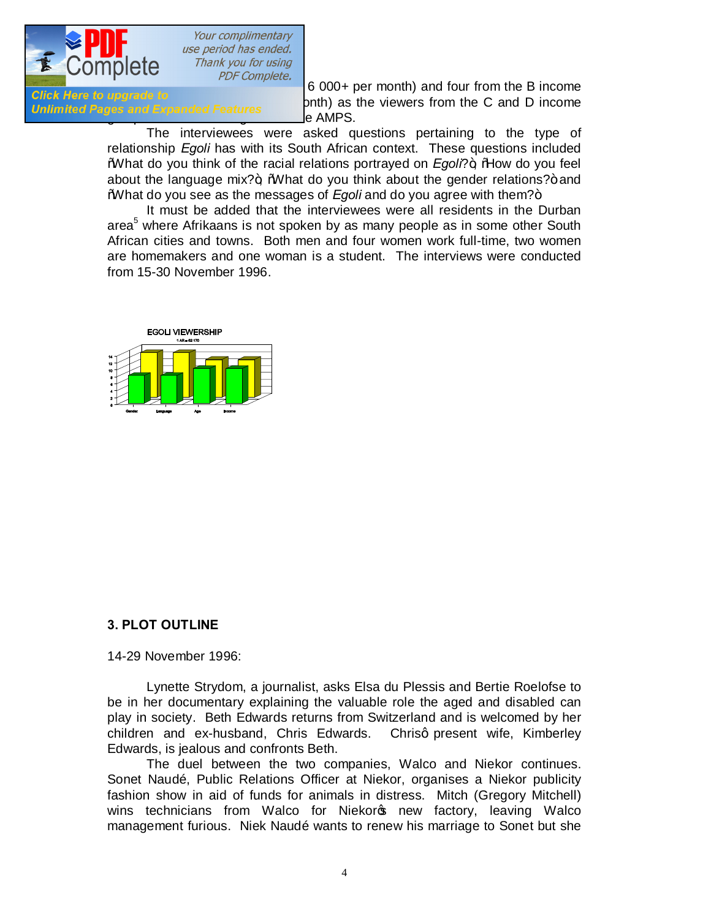6 000+ per month) and four from the B income

onth) as the viewers from the C and D income

e AMPS.

The interviewees were asked questions pertaining to the type of relationship *Egoli* has with its South African context. These questions included "What do you think of the racial relations portrayed on *Egoli*?", "How do you feel about the language mix?", "What do you think about the gender relations?" and "What do you see as the messages of *Egoli* and do you agree with them?"

It must be added that the interviewees were all residents in the Durban area[5] where Afrikaans is not spoken by as many people as in some other South African cities and towns. Both men and four women work full-time, two women are homemakers and one woman is a student. The interviews were conducted from 15-30 November 1996.

EGOLI VIEWERSHIP

1 AR = 62 170

Gender | Language | Age | Income

## 3. PLOT OUTLINE

14-29 November 1996:

Lynette Strydom, a journalist, asks Elsa du Plessis and Bertie Roelofse to be in her documentary explaining the valuable role the aged and disabled can play in society. Beth Edwards returns from Switzerland and is welcomed by her children and ex-husband, Chris Edwards. Chris' present wife, Kimberley Edwards, is jealous and confronts Beth.

The duel between the two companies, Walco and Niekor continues. Sonet Naudé, Public Relations Officer at Niekor, organises a Niekor publicity fashion show in aid of funds for animals in distress. Mitch (Gregory Mitchell) wins technicians from Walco for Niekor's new factory, leaving Walco management furious. Niek Naudé wants to renew his marriage to Sonet but she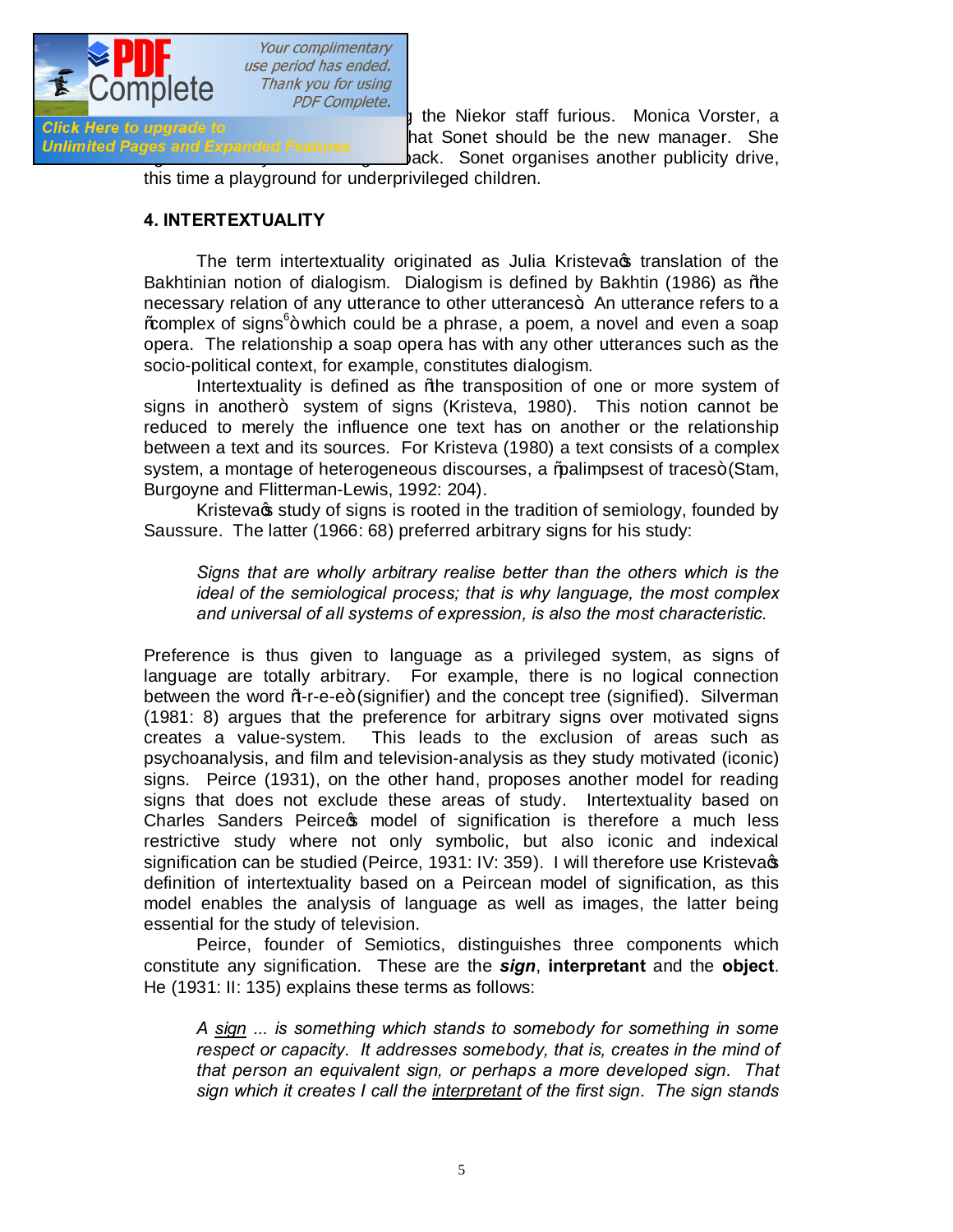g the Niekor staff furious. Monica Vorster, a hat Sonet should be the new manager. She back. Sonet organises another publicity drive, this time a playground for underprivileged children.

## 4. INTERTEXTUALITY

The term intertextuality originated as Julia Kristeva's translation of the Bakhtinian notion of dialogism. Dialogism is defined by Bakhtin (1986) as "the necessary relation of any utterance to other utterances". An utterance refers to a "complex of signs[6]" which could be a phrase, a poem, a novel and even a soap opera. The relationship a soap opera has with any other utterances such as the socio-political context, for example, constitutes dialogism.

Intertextuality is defined as "the transposition of one or more system of signs in another" system of signs (Kristeva, 1980). This notion cannot be reduced to merely the influence one text has on another or the relationship between a text and its sources. For Kristeva (1980) a text consists of a complex system, a montage of heterogeneous discourses, a "palimpsest of traces" (Stam, Burgoyne and Flitterman-Lewis, 1992: 204).

Kristeva's study of signs is rooted in the tradition of semiology, founded by Saussure. The latter (1966: 68) preferred arbitrary signs for his study:

> *Signs that are wholly arbitrary realise better than the others which is the ideal of the semiological process; that is why language, the most complex and universal of all systems of expression, is also the most characteristic.*

Preference is thus given to language as a privileged system, as signs of language are totally arbitrary. For example, there is no logical connection between the word "t-r-e-e" (signifier) and the concept tree (signified). Silverman (1981: 8) argues that the preference for arbitrary signs over motivated signs creates a value-system. This leads to the exclusion of areas such as psychoanalysis, and film and television-analysis as they study motivated (iconic) signs. Peirce (1931), on the other hand, proposes another model for reading signs that does not exclude these areas of study. Intertextuality based on Charles Sanders Peirce's model of signification is therefore a much less restrictive study where not only symbolic, but also iconic and indexical signification can be studied (Peirce, 1931: IV: 359). I will therefore use Kristeva's definition of intertextuality based on a Peircean model of signification, as this model enables the analysis of language as well as images, the latter being essential for the study of television.

Peirce, founder of Semiotics, distinguishes three components which constitute any signification. These are the ***sign***, **interpretant** and the **object**. He (1931: II: 135) explains these terms as follows:

> *A <u>sign</u> ... is something which stands to somebody for something in some respect or capacity. It addresses somebody, that is, creates in the mind of that person an equivalent sign, or perhaps a more developed sign. That sign which it creates I call the <u>interpretant</u> of the first sign. The sign stands*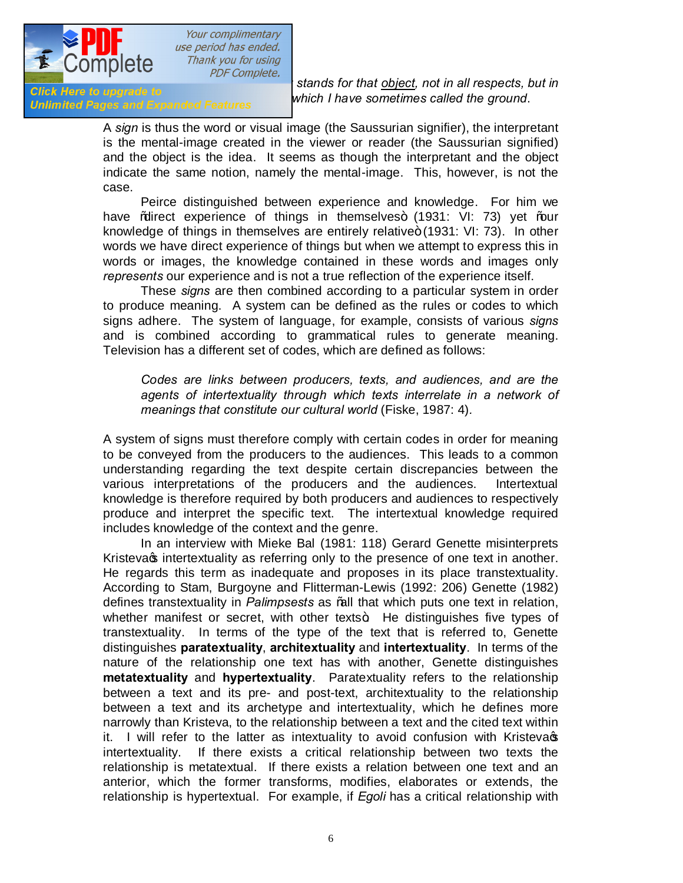stands for that object, not in all respects, but in which I have sometimes called the ground.

A *sign* is thus the word or visual image (the Saussurian signifier), the interpretant is the mental-image created in the viewer or reader (the Saussurian signified) and the object is the idea. It seems as though the interpretant and the object indicate the same notion, namely the mental-image. This, however, is not the case.

Peirce distinguished between experience and knowledge. For him we have "direct experience of things in themselves" (1931: VI: 73) yet "our knowledge of things in themselves are entirely relative" (1931: VI: 73). In other words we have direct experience of things but when we attempt to express this in words or images, the knowledge contained in these words and images only *represents* our experience and is not a true reflection of the experience itself.

These *signs* are then combined according to a particular system in order to produce meaning. A system can be defined as the rules or codes to which signs adhere. The system of language, for example, consists of various *signs* and is combined according to grammatical rules to generate meaning. Television has a different set of codes, which are defined as follows:

> *Codes are links between producers, texts, and audiences, and are the agents of intertextuality through which texts interrelate in a network of meanings that constitute our cultural world* (Fiske, 1987: 4).

A system of signs must therefore comply with certain codes in order for meaning to be conveyed from the producers to the audiences. This leads to a common understanding regarding the text despite certain discrepancies between the various interpretations of the producers and the audiences. Intertextual knowledge is therefore required by both producers and audiences to respectively produce and interpret the specific text. The intertextual knowledge required includes knowledge of the context and the genre.

In an interview with Mieke Bal (1981: 118) Gerard Genette misinterprets Kristeva's intertextuality as referring only to the presence of one text in another. He regards this term as inadequate and proposes in its place transtextuality. According to Stam, Burgoyne and Flitterman-Lewis (1992: 206) Genette (1982) defines transtextuality in *Palimpsests* as "all that which puts one text in relation, whether manifest or secret, with other texts". He distinguishes five types of transtextuality. In terms of the type of the text that is referred to, Genette distinguishes **paratextuality**, **architextuality** and **intertextuality**. In terms of the nature of the relationship one text has with another, Genette distinguishes **metatextuality** and **hypertextuality**. Paratextuality refers to the relationship between a text and its pre- and post-text, architextuality to the relationship between a text and its archetype and intertextuality, which he defines more narrowly than Kristeva, to the relationship between a text and the cited text within it. I will refer to the latter as intextuality to avoid confusion with Kristeva's intertextuality. If there exists a critical relationship between two texts the relationship is metatextual. If there exists a relation between one text and an anterior, which the former transforms, modifies, elaborates or extends, the relationship is hypertextual. For example, if *Egoli* has a critical relationship with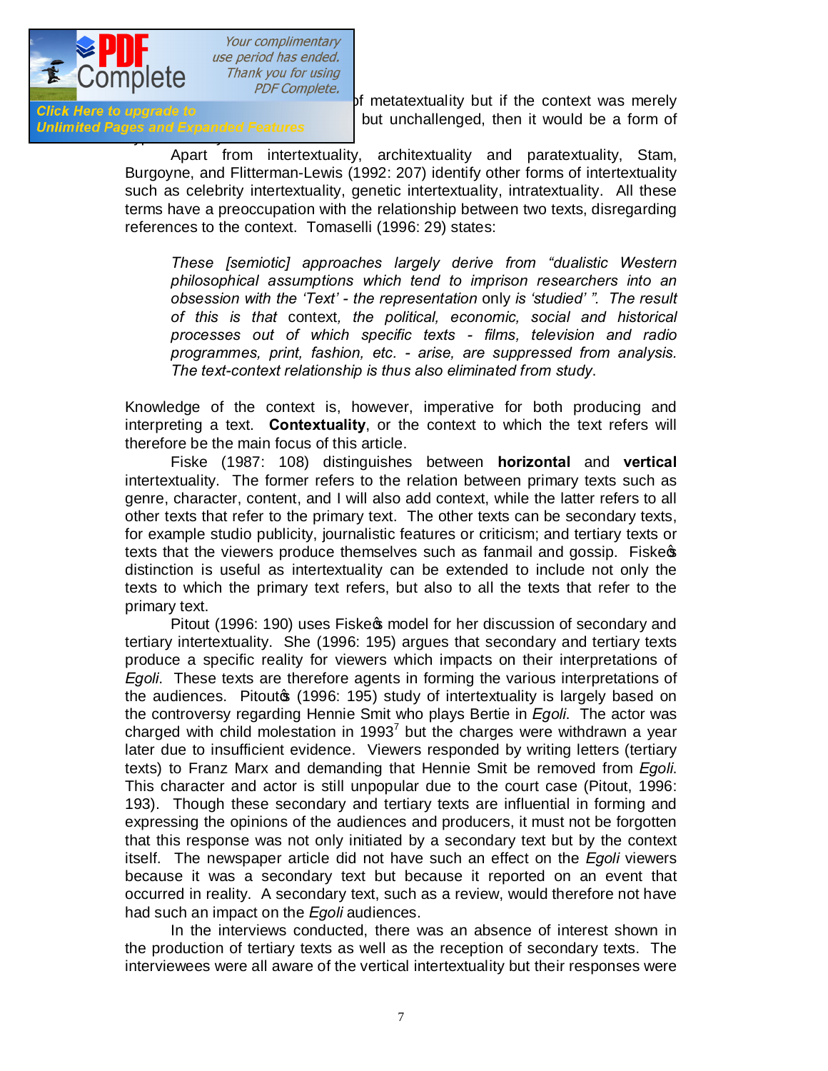of metatextuality but if the context was merely but unchallenged, then it would be a form of

Apart from intertextuality, architextuality and paratextuality, Stam, Burgoyne, and Flitterman-Lewis (1992: 207) identify other forms of intertextuality such as celebrity intertextuality, genetic intertextuality, intratextuality. All these terms have a preoccupation with the relationship between two texts, disregarding references to the context. Tomaselli (1996: 29) states:

> *These [semiotic] approaches largely derive from "dualistic Western philosophical assumptions which tend to imprison researchers into an obsession with the 'Text' - the representation* only *is 'studied' ". The result of this is that* context*, the political, economic, social and historical processes out of which specific texts - films, television and radio programmes, print, fashion, etc. - arise, are suppressed from analysis. The text-context relationship is thus also eliminated from study*.

Knowledge of the context is, however, imperative for both producing and interpreting a text. **Contextuality**, or the context to which the text refers will therefore be the main focus of this article.

Fiske (1987: 108) distinguishes between **horizontal** and **vertical** intertextuality. The former refers to the relation between primary texts such as genre, character, content, and I will also add context, while the latter refers to all other texts that refer to the primary text. The other texts can be secondary texts, for example studio publicity, journalistic features or criticism; and tertiary texts or texts that the viewers produce themselves such as fanmail and gossip. Fiske's distinction is useful as intertextuality can be extended to include not only the texts to which the primary text refers, but also to all the texts that refer to the primary text.

Pitout (1996: 190) uses Fiske's model for her discussion of secondary and tertiary intertextuality. She (1996: 195) argues that secondary and tertiary texts produce a specific reality for viewers which impacts on their interpretations of *Egoli*. These texts are therefore agents in forming the various interpretations of the audiences. Pitout's (1996: 195) study of intertextuality is largely based on the controversy regarding Hennie Smit who plays Bertie in *Egoli*. The actor was charged with child molestation in 1993[7] but the charges were withdrawn a year later due to insufficient evidence. Viewers responded by writing letters (tertiary texts) to Franz Marx and demanding that Hennie Smit be removed from *Egoli*. This character and actor is still unpopular due to the court case (Pitout, 1996: 193). Though these secondary and tertiary texts are influential in forming and expressing the opinions of the audiences and producers, it must not be forgotten that this response was not only initiated by a secondary text but by the context itself. The newspaper article did not have such an effect on the *Egoli* viewers because it was a secondary text but because it reported on an event that occurred in reality. A secondary text, such as a review, would therefore not have had such an impact on the *Egoli* audiences.

In the interviews conducted, there was an absence of interest shown in the production of tertiary texts as well as the reception of secondary texts. The interviewees were all aware of the vertical intertextuality but their responses were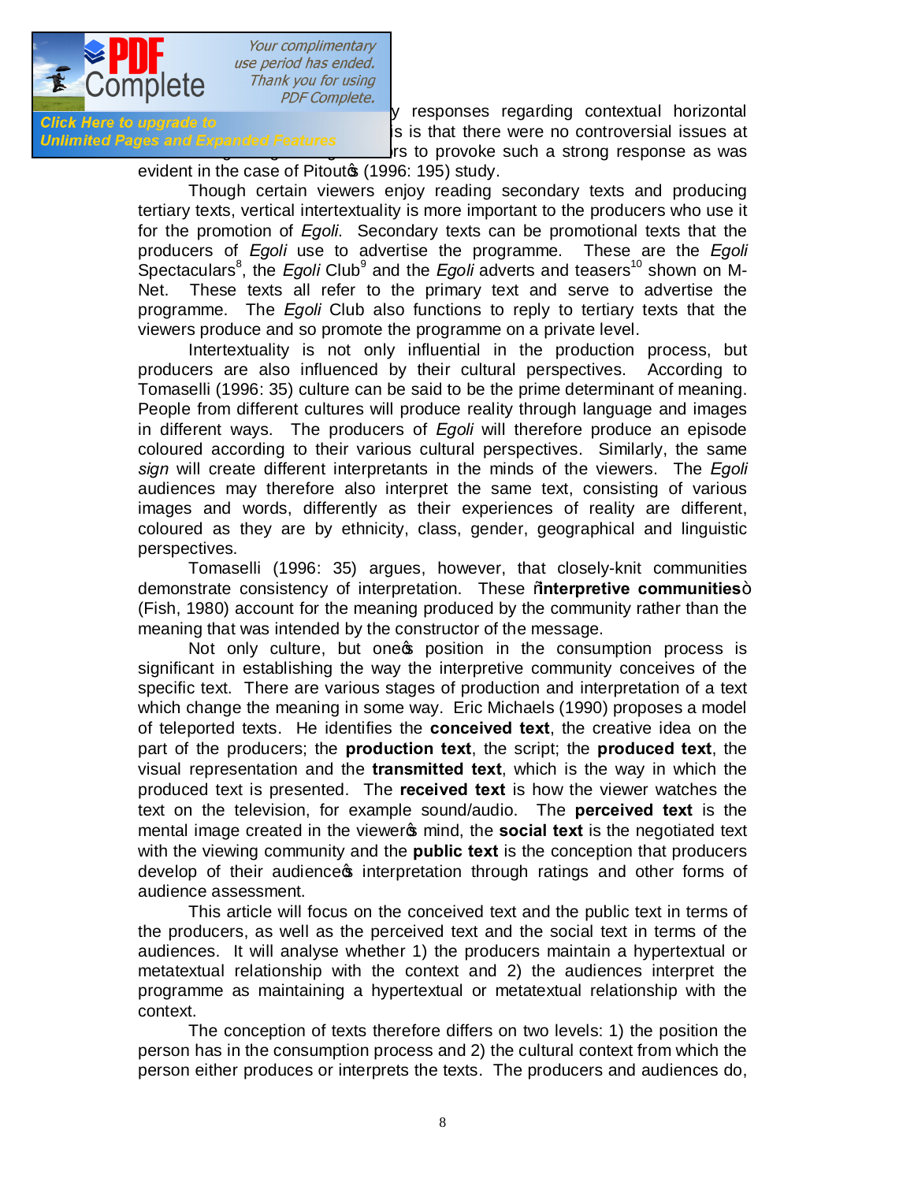y responses regarding contextual horizontal
is is that there were no controversial issues at
rs to provoke such a strong response as was
evident in the case of Pitout's (1996: 195) study.

Though certain viewers enjoy reading secondary texts and producing tertiary texts, vertical intertextuality is more important to the producers who use it for the promotion of *Egoli*. Secondary texts can be promotional texts that the producers of *Egoli* use to advertise the programme. These are the *Egoli* Spectaculars[8], the *Egoli* Club[9] and the *Egoli* adverts and teasers[10] shown on M-Net. These texts all refer to the primary text and serve to advertise the programme. The *Egoli* Club also functions to reply to tertiary texts that the viewers produce and so promote the programme on a private level.

Intertextuality is not only influential in the production process, but producers are also influenced by their cultural perspectives. According to Tomaselli (1996: 35) culture can be said to be the prime determinant of meaning. People from different cultures will produce reality through language and images in different ways. The producers of *Egoli* will therefore produce an episode coloured according to their various cultural perspectives. Similarly, the same *sign* will create different interpretants in the minds of the viewers. The *Egoli* audiences may therefore also interpret the same text, consisting of various images and words, differently as their experiences of reality are different, coloured as they are by ethnicity, class, gender, geographical and linguistic perspectives.

Tomaselli (1996: 35) argues, however, that closely-knit communities demonstrate consistency of interpretation. These "**interpretive communities**" (Fish, 1980) account for the meaning produced by the community rather than the meaning that was intended by the constructor of the message.

Not only culture, but one's position in the consumption process is significant in establishing the way the interpretive community conceives of the specific text. There are various stages of production and interpretation of a text which change the meaning in some way. Eric Michaels (1990) proposes a model of teleported texts. He identifies the **conceived text**, the creative idea on the part of the producers; the **production text**, the script; the **produced text**, the visual representation and the **transmitted text**, which is the way in which the produced text is presented. The **received text** is how the viewer watches the text on the television, for example sound/audio. The **perceived text** is the mental image created in the viewer's mind, the **social text** is the negotiated text with the viewing community and the **public text** is the conception that producers develop of their audience's interpretation through ratings and other forms of audience assessment.

This article will focus on the conceived text and the public text in terms of the producers, as well as the perceived text and the social text in terms of the audiences. It will analyse whether 1) the producers maintain a hypertextual or metatextual relationship with the context and 2) the audiences interpret the programme as maintaining a hypertextual or metatextual relationship with the context.

The conception of texts therefore differs on two levels: 1) the position the person has in the consumption process and 2) the cultural context from which the person either produces or interprets the texts. The producers and audiences do,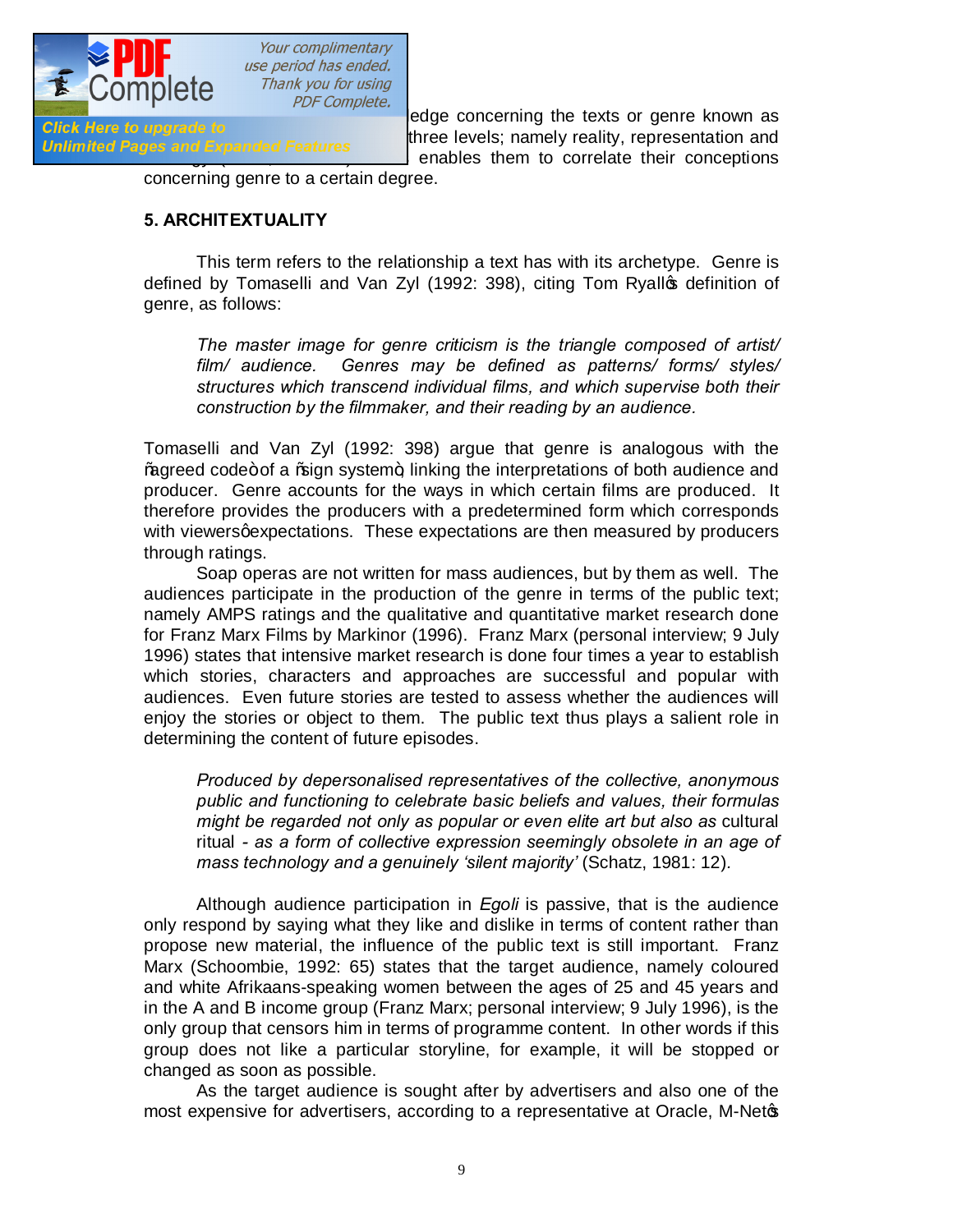...edge concerning the texts or genre known as ... three levels; namely reality, representation and ... enables them to correlate their conceptions concerning genre to a certain degree.

### 5. ARCHITEXTUALITY

This term refers to the relationship a text has with its archetype. Genre is defined by Tomaselli and Van Zyl (1992: 398), citing Tom Ryall's definition of genre, as follows:

> *The master image for genre criticism is the triangle composed of artist/ film/ audience. Genres may be defined as patterns/ forms/ styles/ structures which transcend individual films, and which supervise both their construction by the filmmaker, and their reading by an audience.*

Tomaselli and Van Zyl (1992: 398) argue that genre is analogous with the "agreed code" of a "sign system", linking the interpretations of both audience and producer. Genre accounts for the ways in which certain films are produced. It therefore provides the producers with a predetermined form which corresponds with viewers' expectations. These expectations are then measured by producers through ratings.

Soap operas are not written for mass audiences, but by them as well. The audiences participate in the production of the genre in terms of the public text; namely AMPS ratings and the qualitative and quantitative market research done for Franz Marx Films by Markinor (1996). Franz Marx (personal interview; 9 July 1996) states that intensive market research is done four times a year to establish which stories, characters and approaches are successful and popular with audiences. Even future stories are tested to assess whether the audiences will enjoy the stories or object to them. The public text thus plays a salient role in determining the content of future episodes.

> *Produced by depersonalised representatives of the collective, anonymous public and functioning to celebrate basic beliefs and values, their formulas might be regarded not only as popular or even elite art but also as* cultural ritual *- as a form of collective expression seemingly obsolete in an age of mass technology and a genuinely 'silent majority'* (Schatz, 1981: 12).

Although audience participation in *Egoli* is passive, that is the audience only respond by saying what they like and dislike in terms of content rather than propose new material, the influence of the public text is still important. Franz Marx (Schoombie, 1992: 65) states that the target audience, namely coloured and white Afrikaans-speaking women between the ages of 25 and 45 years and in the A and B income group (Franz Marx; personal interview; 9 July 1996), is the only group that censors him in terms of programme content. In other words if this group does not like a particular storyline, for example, it will be stopped or changed as soon as possible.

As the target audience is sought after by advertisers and also one of the most expensive for advertisers, according to a representative at Oracle, M-Net's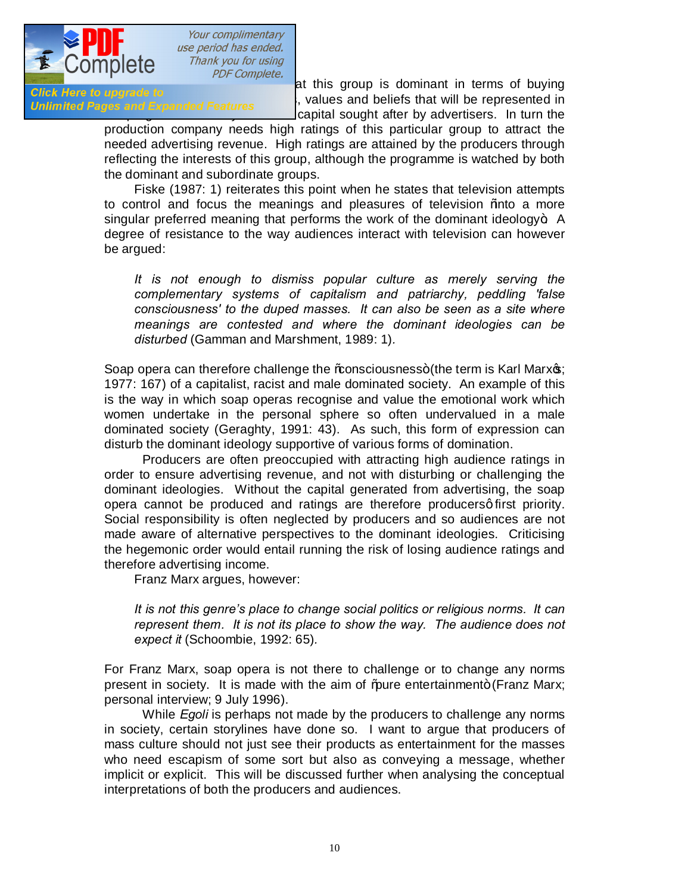at this group is dominant in terms of buying , values and beliefs that will be represented in capital sought after by advertisers. In turn the production company needs high ratings of this particular group to attract the needed advertising revenue. High ratings are attained by the producers through reflecting the interests of this group, although the programme is watched by both the dominant and subordinate groups.

Fiske (1987: 1) reiterates this point when he states that television attempts to control and focus the meanings and pleasures of television "into a more singular preferred meaning that performs the work of the dominant ideology". A degree of resistance to the way audiences interact with television can however be argued:

> *It is not enough to dismiss popular culture as merely serving the complementary systems of capitalism and patriarchy, peddling 'false consciousness' to the duped masses. It can also be seen as a site where meanings are contested and where the dominant ideologies can be disturbed* (Gamman and Marshment, 1989: 1).

Soap opera can therefore challenge the "consciousness" (the term is Karl Marx's; 1977: 167) of a capitalist, racist and male dominated society. An example of this is the way in which soap operas recognise and value the emotional work which women undertake in the personal sphere so often undervalued in a male dominated society (Geraghty, 1991: 43). As such, this form of expression can disturb the dominant ideology supportive of various forms of domination.

Producers are often preoccupied with attracting high audience ratings in order to ensure advertising revenue, and not with disturbing or challenging the dominant ideologies. Without the capital generated from advertising, the soap opera cannot be produced and ratings are therefore producers' first priority. Social responsibility is often neglected by producers and so audiences are not made aware of alternative perspectives to the dominant ideologies. Criticising the hegemonic order would entail running the risk of losing audience ratings and therefore advertising income.

Franz Marx argues, however:

> *It is not this genre's place to change social politics or religious norms. It can represent them. It is not its place to show the way. The audience does not expect it* (Schoombie, 1992: 65).

For Franz Marx, soap opera is not there to challenge or to change any norms present in society. It is made with the aim of "pure entertainment" (Franz Marx; personal interview; 9 July 1996).

While *Egoli* is perhaps not made by the producers to challenge any norms in society, certain storylines have done so. I want to argue that producers of mass culture should not just see their products as entertainment for the masses who need escapism of some sort but also as conveying a message, whether implicit or explicit. This will be discussed further when analysing the conceptual interpretations of both the producers and audiences.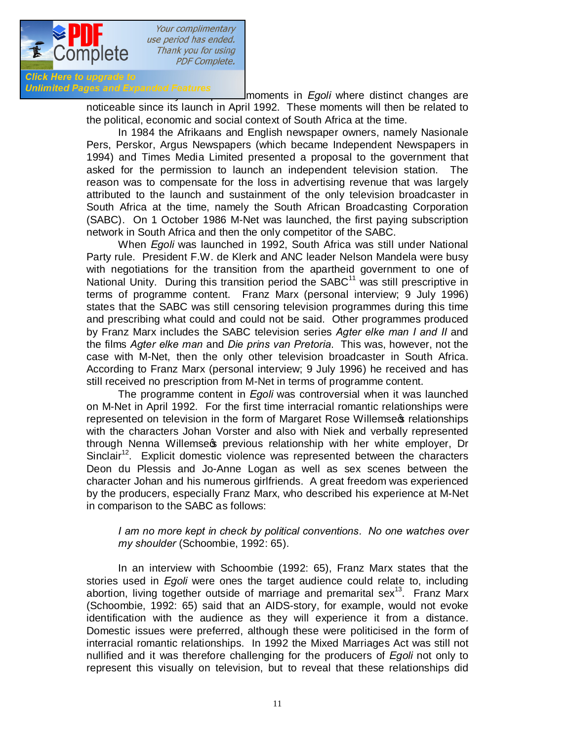moments in *Egoli* where distinct changes are noticeable since its launch in April 1992. These moments will then be related to the political, economic and social context of South Africa at the time.

In 1984 the Afrikaans and English newspaper owners, namely Nasionale Pers, Perskor, Argus Newspapers (which became Independent Newspapers in 1994) and Times Media Limited presented a proposal to the government that asked for the permission to launch an independent television station. The reason was to compensate for the loss in advertising revenue that was largely attributed to the launch and sustainment of the only television broadcaster in South Africa at the time, namely the South African Broadcasting Corporation (SABC). On 1 October 1986 M-Net was launched, the first paying subscription network in South Africa and then the only competitor of the SABC.

When *Egoli* was launched in 1992, South Africa was still under National Party rule. President F.W. de Klerk and ANC leader Nelson Mandela were busy with negotiations for the transition from the apartheid government to one of National Unity. During this transition period the SABC[11] was still prescriptive in terms of programme content. Franz Marx (personal interview; 9 July 1996) states that the SABC was still censoring television programmes during this time and prescribing what could and could not be said. Other programmes produced by Franz Marx includes the SABC television series *Agter elke man I and II* and the films *Agter elke man* and *Die prins van Pretoria*. This was, however, not the case with M-Net, then the only other television broadcaster in South Africa. According to Franz Marx (personal interview; 9 July 1996) he received and has still received no prescription from M-Net in terms of programme content.

The programme content in *Egoli* was controversial when it was launched on M-Net in April 1992. For the first time interracial romantic relationships were represented on television in the form of Margaret Rose Willemse's relationships with the characters Johan Vorster and also with Niek and verbally represented through Nenna Willemse's previous relationship with her white employer, Dr Sinclair[12]. Explicit domestic violence was represented between the characters Deon du Plessis and Jo-Anne Logan as well as sex scenes between the character Johan and his numerous girlfriends. A great freedom was experienced by the producers, especially Franz Marx, who described his experience at M-Net in comparison to the SABC as follows:

> *I am no more kept in check by political conventions. No one watches over my shoulder* (Schoombie, 1992: 65).

In an interview with Schoombie (1992: 65), Franz Marx states that the stories used in *Egoli* were ones the target audience could relate to, including abortion, living together outside of marriage and premarital sex[13]. Franz Marx (Schoombie, 1992: 65) said that an AIDS-story, for example, would not evoke identification with the audience as they will experience it from a distance. Domestic issues were preferred, although these were politicised in the form of interracial romantic relationships. In 1992 the Mixed Marriages Act was still not nullified and it was therefore challenging for the producers of *Egoli* not only to represent this visually on television, but to reveal that these relationships did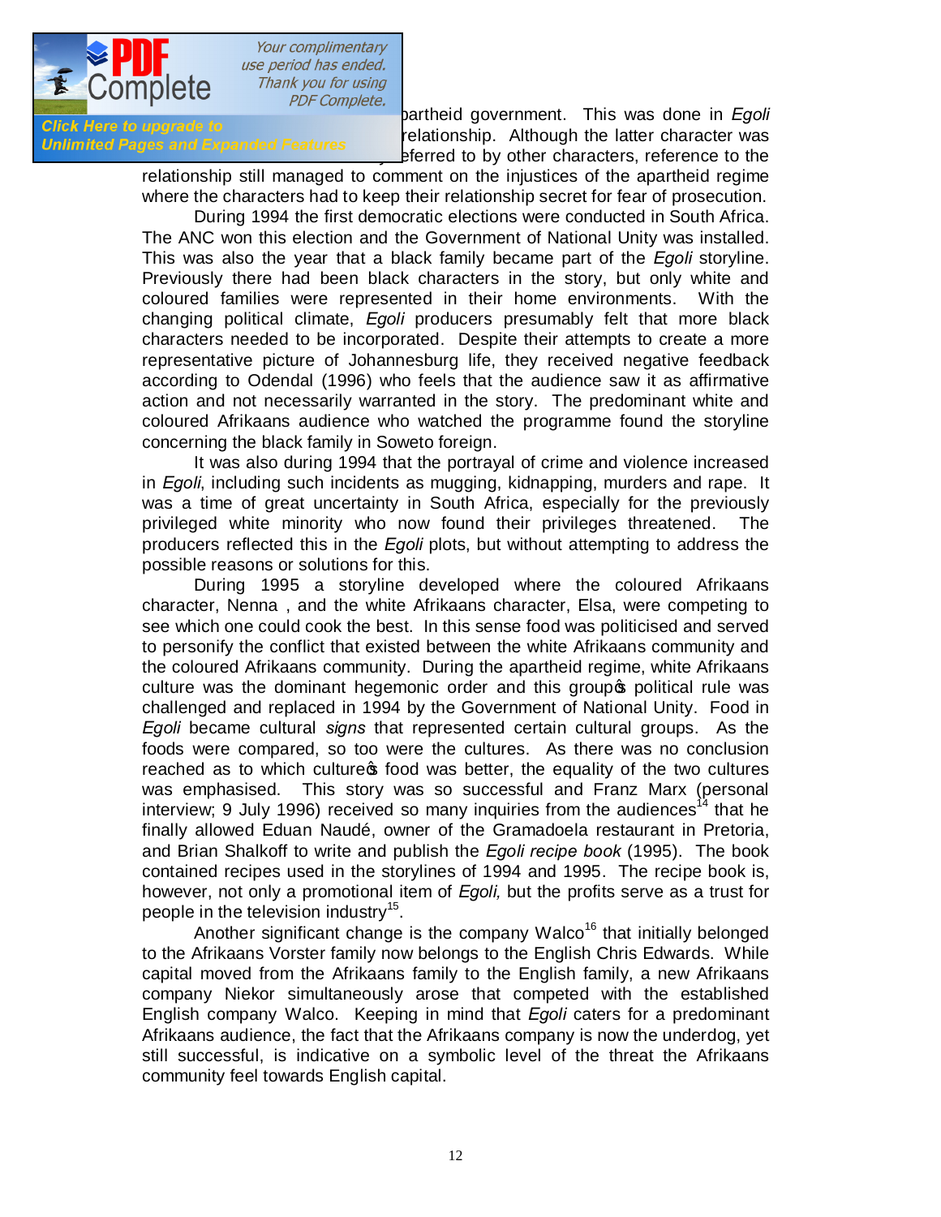partheid government. This was done in *Egoli* relationship. Although the latter character was eferred to by other characters, reference to the relationship still managed to comment on the injustices of the apartheid regime where the characters had to keep their relationship secret for fear of prosecution.

During 1994 the first democratic elections were conducted in South Africa. The ANC won this election and the Government of National Unity was installed. This was also the year that a black family became part of the *Egoli* storyline. Previously there had been black characters in the story, but only white and coloured families were represented in their home environments. With the changing political climate, *Egoli* producers presumably felt that more black characters needed to be incorporated. Despite their attempts to create a more representative picture of Johannesburg life, they received negative feedback according to Odendal (1996) who feels that the audience saw it as affirmative action and not necessarily warranted in the story. The predominant white and coloured Afrikaans audience who watched the programme found the storyline concerning the black family in Soweto foreign.

It was also during 1994 that the portrayal of crime and violence increased in *Egoli*, including such incidents as mugging, kidnapping, murders and rape. It was a time of great uncertainty in South Africa, especially for the previously privileged white minority who now found their privileges threatened. The producers reflected this in the *Egoli* plots, but without attempting to address the possible reasons or solutions for this.

During 1995 a storyline developed where the coloured Afrikaans character, Nenna , and the white Afrikaans character, Elsa, were competing to see which one could cook the best. In this sense food was politicised and served to personify the conflict that existed between the white Afrikaans community and the coloured Afrikaans community. During the apartheid regime, white Afrikaans culture was the dominant hegemonic order and this group's political rule was challenged and replaced in 1994 by the Government of National Unity. Food in *Egoli* became cultural *signs* that represented certain cultural groups. As the foods were compared, so too were the cultures. As there was no conclusion reached as to which culture's food was better, the equality of the two cultures was emphasised. This story was so successful and Franz Marx (personal interview; 9 July 1996) received so many inquiries from the audiences[14] that he finally allowed Eduan Naudé, owner of the Gramadoela restaurant in Pretoria, and Brian Shalkoff to write and publish the *Egoli recipe book* (1995). The book contained recipes used in the storylines of 1994 and 1995. The recipe book is, however, not only a promotional item of *Egoli,* but the profits serve as a trust for people in the television industry[15].

Another significant change is the company Walco[16] that initially belonged to the Afrikaans Vorster family now belongs to the English Chris Edwards. While capital moved from the Afrikaans family to the English family, a new Afrikaans company Niekor simultaneously arose that competed with the established English company Walco. Keeping in mind that *Egoli* caters for a predominant Afrikaans audience, the fact that the Afrikaans company is now the underdog, yet still successful, is indicative on a symbolic level of the threat the Afrikaans community feel towards English capital.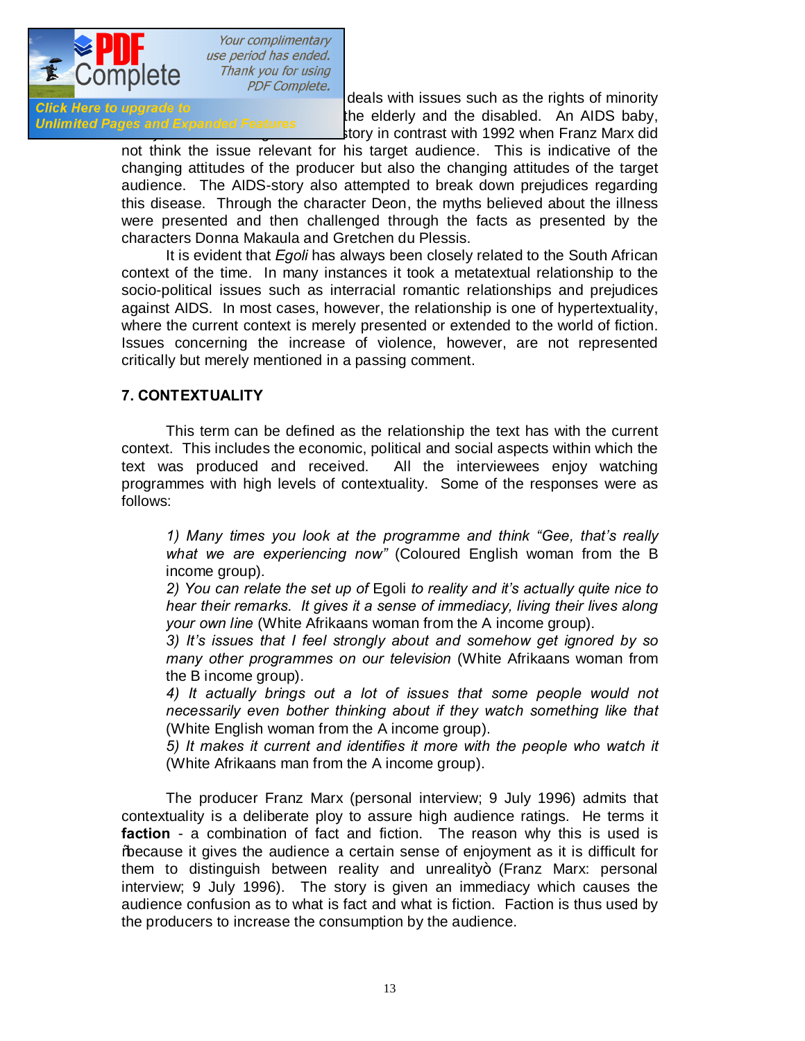deals with issues such as the rights of minority the elderly and the disabled. An AIDS baby, story in contrast with 1992 when Franz Marx did not think the issue relevant for his target audience. This is indicative of the changing attitudes of the producer but also the changing attitudes of the target audience. The AIDS-story also attempted to break down prejudices regarding this disease. Through the character Deon, the myths believed about the illness were presented and then challenged through the facts as presented by the characters Donna Makaula and Gretchen du Plessis.

It is evident that *Egoli* has always been closely related to the South African context of the time. In many instances it took a metatextual relationship to the socio-political issues such as interracial romantic relationships and prejudices against AIDS. In most cases, however, the relationship is one of hypertextuality, where the current context is merely presented or extended to the world of fiction. Issues concerning the increase of violence, however, are not represented critically but merely mentioned in a passing comment.

## 7. CONTEXTUALITY

This term can be defined as the relationship the text has with the current context. This includes the economic, political and social aspects within which the text was produced and received. All the interviewees enjoy watching programmes with high levels of contextuality. Some of the responses were as follows:

> 1) *Many times you look at the programme and think "Gee, that's really what we are experiencing now"* (Coloured English woman from the B income group).
> 2) *You can relate the set up of* Egoli *to reality and it's actually quite nice to hear their remarks. It gives it a sense of immediacy, living their lives along your own line* (White Afrikaans woman from the A income group).
> 3) *It's issues that I feel strongly about and somehow get ignored by so many other programmes on our television* (White Afrikaans woman from the B income group).
> 4) *It actually brings out a lot of issues that some people would not necessarily even bother thinking about if they watch something like that* (White English woman from the A income group).
> 5) *It makes it current and identifies it more with the people who watch it* (White Afrikaans man from the A income group).

The producer Franz Marx (personal interview; 9 July 1996) admits that contextuality is a deliberate ploy to assure high audience ratings. He terms it **faction** - a combination of fact and fiction. The reason why this is used is "because it gives the audience a certain sense of enjoyment as it is difficult for them to distinguish between reality and unreality" (Franz Marx: personal interview; 9 July 1996). The story is given an immediacy which causes the audience confusion as to what is fact and what is fiction. Faction is thus used by the producers to increase the consumption by the audience.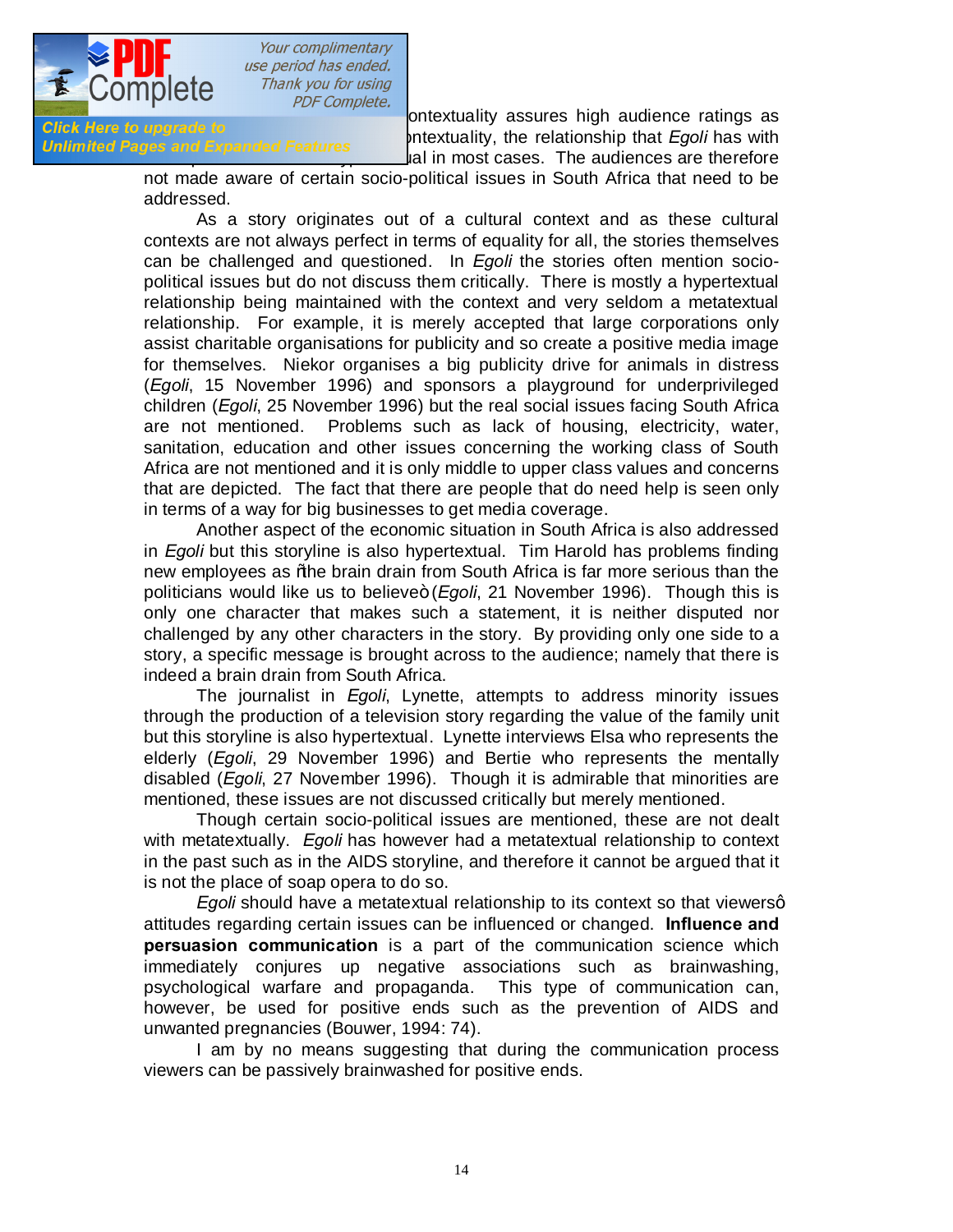ontextuality assures high audience ratings as ontextuality, the relationship that *Egoli* has with ual in most cases. The audiences are therefore not made aware of certain socio-political issues in South Africa that need to be addressed.

As a story originates out of a cultural context and as these cultural contexts are not always perfect in terms of equality for all, the stories themselves can be challenged and questioned. In *Egoli* the stories often mention socio-political issues but do not discuss them critically. There is mostly a hypertextual relationship being maintained with the context and very seldom a metatextual relationship. For example, it is merely accepted that large corporations only assist charitable organisations for publicity and so create a positive media image for themselves. Niekor organises a big publicity drive for animals in distress (*Egoli*, 15 November 1996) and sponsors a playground for underprivileged children (*Egoli*, 25 November 1996) but the real social issues facing South Africa are not mentioned. Problems such as lack of housing, electricity, water, sanitation, education and other issues concerning the working class of South Africa are not mentioned and it is only middle to upper class values and concerns that are depicted. The fact that there are people that do need help is seen only in terms of a way for big businesses to get media coverage.

Another aspect of the economic situation in South Africa is also addressed in *Egoli* but this storyline is also hypertextual. Tim Harold has problems finding new employees as "the brain drain from South Africa is far more serious than the politicians would like us to believe" (*Egoli*, 21 November 1996). Though this is only one character that makes such a statement, it is neither disputed nor challenged by any other characters in the story. By providing only one side to a story, a specific message is brought across to the audience; namely that there is indeed a brain drain from South Africa.

The journalist in *Egoli*, Lynette, attempts to address minority issues through the production of a television story regarding the value of the family unit but this storyline is also hypertextual. Lynette interviews Elsa who represents the elderly (*Egoli*, 29 November 1996) and Bertie who represents the mentally disabled (*Egoli*, 27 November 1996). Though it is admirable that minorities are mentioned, these issues are not discussed critically but merely mentioned.

Though certain socio-political issues are mentioned, these are not dealt with metatextually. *Egoli* has however had a metatextual relationship to context in the past such as in the AIDS storyline, and therefore it cannot be argued that it is not the place of soap opera to do so.

*Egoli* should have a metatextual relationship to its context so that viewers' attitudes regarding certain issues can be influenced or changed. **Influence and persuasion communication** is a part of the communication science which immediately conjures up negative associations such as brainwashing, psychological warfare and propaganda. This type of communication can, however, be used for positive ends such as the prevention of AIDS and unwanted pregnancies (Bouwer, 1994: 74).

I am by no means suggesting that during the communication process viewers can be passively brainwashed for positive ends.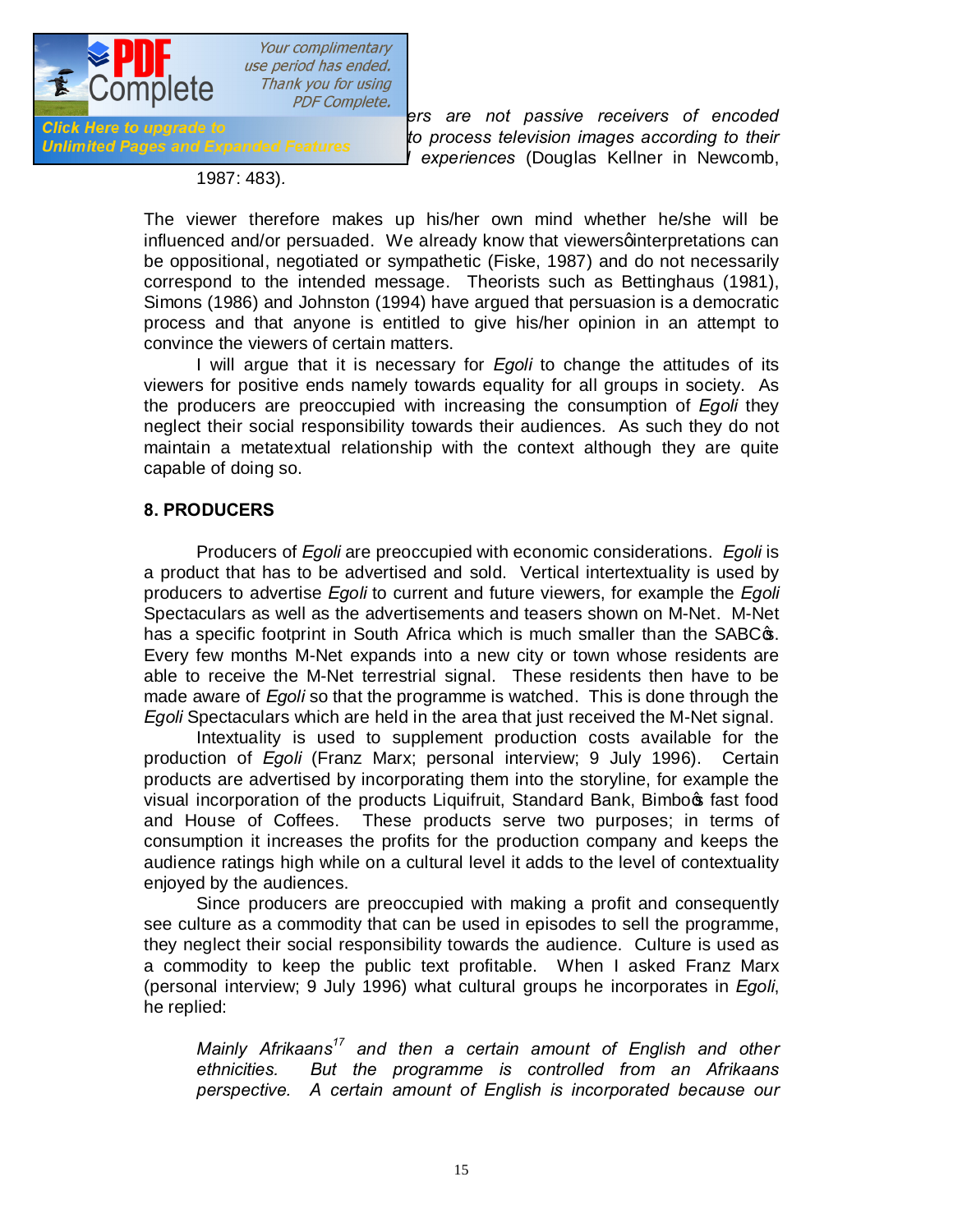*...ers are not passive receivers of encoded ... to process television images according to their ... experiences* (Douglas Kellner in Newcomb, 1987: 483).

The viewer therefore makes up his/her own mind whether he/she will be influenced and/or persuaded. We already know that viewers' interpretations can be oppositional, negotiated or sympathetic (Fiske, 1987) and do not necessarily correspond to the intended message. Theorists such as Bettinghaus (1981), Simons (1986) and Johnston (1994) have argued that persuasion is a democratic process and that anyone is entitled to give his/her opinion in an attempt to convince the viewers of certain matters.

I will argue that it is necessary for *Egoli* to change the attitudes of its viewers for positive ends namely towards equality for all groups in society. As the producers are preoccupied with increasing the consumption of *Egoli* they neglect their social responsibility towards their audiences. As such they do not maintain a metatextual relationship with the context although they are quite capable of doing so.

## 8. PRODUCERS

Producers of *Egoli* are preoccupied with economic considerations. *Egoli* is a product that has to be advertised and sold. Vertical intertextuality is used by producers to advertise *Egoli* to current and future viewers, for example the *Egoli* Spectaculars as well as the advertisements and teasers shown on M-Net. M-Net has a specific footprint in South Africa which is much smaller than the SABC's. Every few months M-Net expands into a new city or town whose residents are able to receive the M-Net terrestrial signal. These residents then have to be made aware of *Egoli* so that the programme is watched. This is done through the *Egoli* Spectaculars which are held in the area that just received the M-Net signal.

Intextuality is used to supplement production costs available for the production of *Egoli* (Franz Marx; personal interview; 9 July 1996). Certain products are advertised by incorporating them into the storyline, for example the visual incorporation of the products Liquifruit, Standard Bank, Bimbo's fast food and House of Coffees. These products serve two purposes; in terms of consumption it increases the profits for the production company and keeps the audience ratings high while on a cultural level it adds to the level of contextuality enjoyed by the audiences.

Since producers are preoccupied with making a profit and consequently see culture as a commodity that can be used in episodes to sell the programme, they neglect their social responsibility towards the audience. Culture is used as a commodity to keep the public text profitable. When I asked Franz Marx (personal interview; 9 July 1996) what cultural groups he incorporates in *Egoli*, he replied:

> *Mainly Afrikaans*[17] *and then a certain amount of English and other ethnicities. But the programme is controlled from an Afrikaans perspective. A certain amount of English is incorporated because our*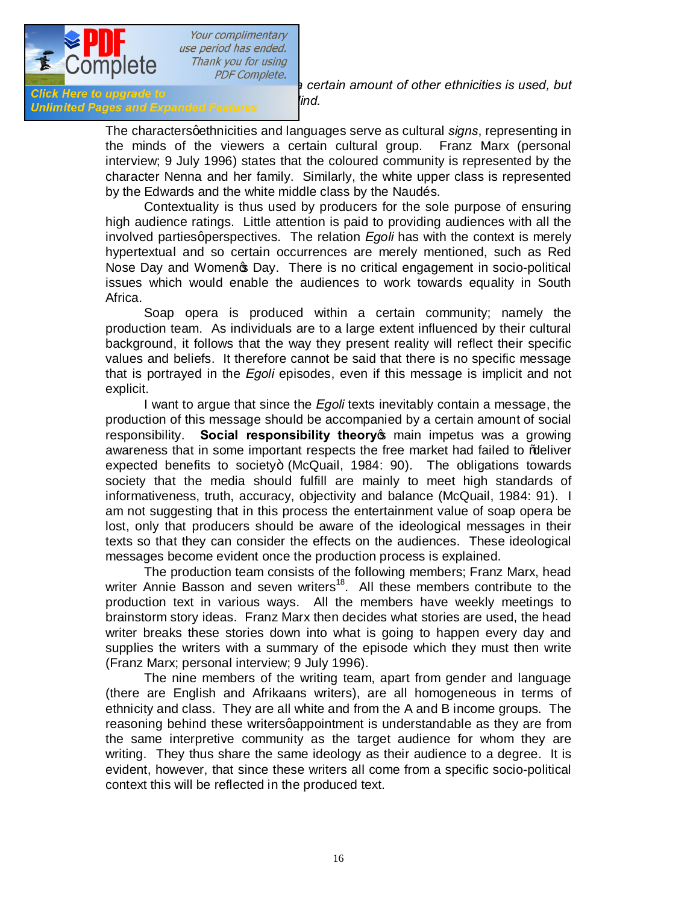*a certain amount of other ethnicities is used, but ...ind.*

The characters' ethnicities and languages serve as cultural *signs*, representing in the minds of the viewers a certain cultural group. Franz Marx (personal interview; 9 July 1996) states that the coloured community is represented by the character Nenna and her family. Similarly, the white upper class is represented by the Edwards and the white middle class by the Naudés.

Contextuality is thus used by producers for the sole purpose of ensuring high audience ratings. Little attention is paid to providing audiences with all the involved parties' perspectives. The relation *Egoli* has with the context is merely hypertextual and so certain occurrences are merely mentioned, such as Red Nose Day and Women's Day. There is no critical engagement in socio-political issues which would enable the audiences to work towards equality in South Africa.

Soap opera is produced within a certain community; namely the production team. As individuals are to a large extent influenced by their cultural background, it follows that the way they present reality will reflect their specific values and beliefs. It therefore cannot be said that there is no specific message that is portrayed in the *Egoli* episodes, even if this message is implicit and not explicit.

I want to argue that since the *Egoli* texts inevitably contain a message, the production of this message should be accompanied by a certain amount of social responsibility. **Social responsibility theory's** main impetus was a growing awareness that in some important respects the free market had failed to "deliver expected benefits to society" (McQuail, 1984: 90). The obligations towards society that the media should fulfill are mainly to meet high standards of informativeness, truth, accuracy, objectivity and balance (McQuail, 1984: 91). I am not suggesting that in this process the entertainment value of soap opera be lost, only that producers should be aware of the ideological messages in their texts so that they can consider the effects on the audiences. These ideological messages become evident once the production process is explained.

The production team consists of the following members; Franz Marx, head writer Annie Basson and seven writers[18]. All these members contribute to the production text in various ways. All the members have weekly meetings to brainstorm story ideas. Franz Marx then decides what stories are used, the head writer breaks these stories down into what is going to happen every day and supplies the writers with a summary of the episode which they must then write (Franz Marx; personal interview; 9 July 1996).

The nine members of the writing team, apart from gender and language (there are English and Afrikaans writers), are all homogeneous in terms of ethnicity and class. They are all white and from the A and B income groups. The reasoning behind these writers' appointment is understandable as they are from the same interpretive community as the target audience for whom they are writing. They thus share the same ideology as their audience to a degree. It is evident, however, that since these writers all come from a specific socio-political context this will be reflected in the produced text.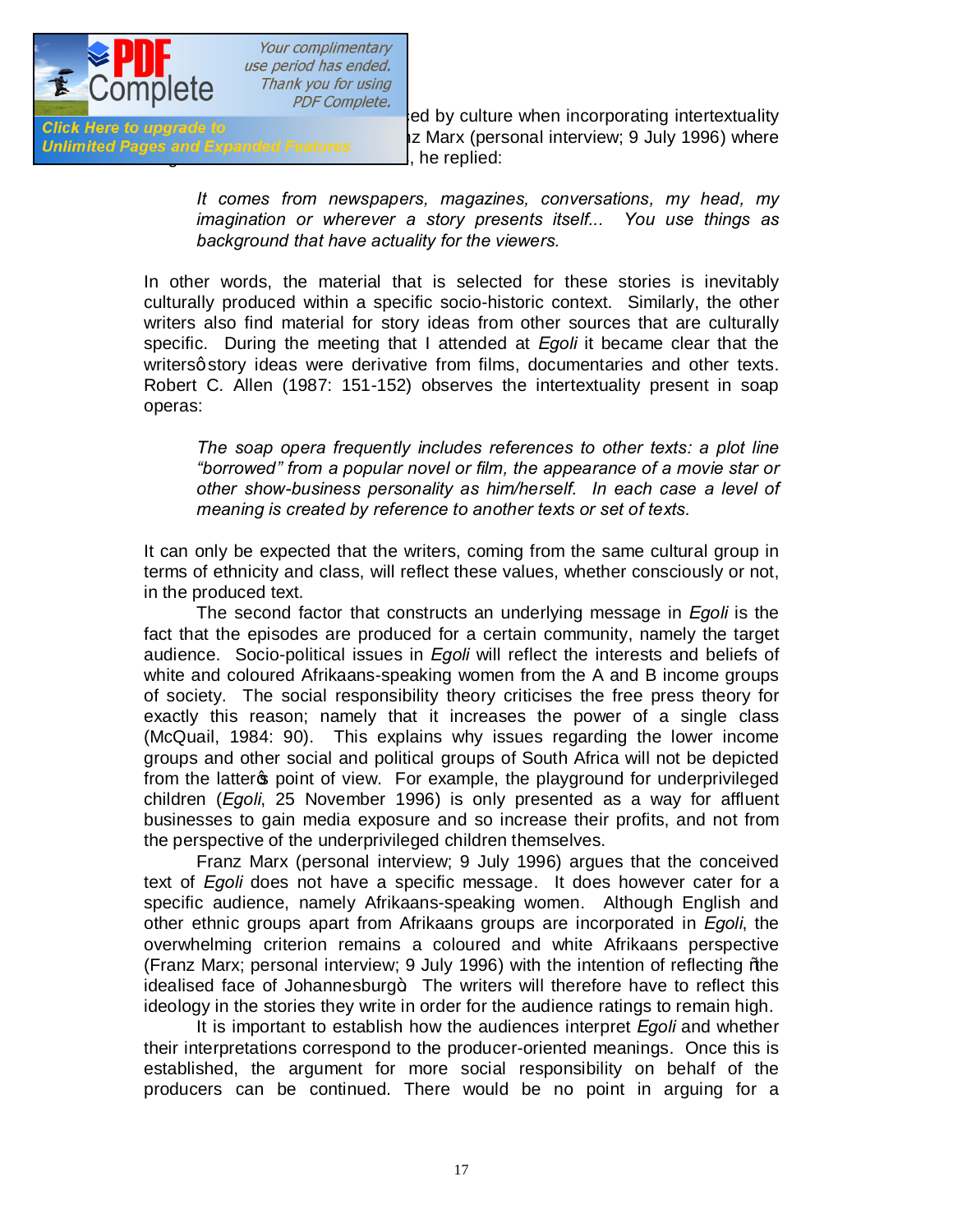ed by culture when incorporating intertextuality z Marx (personal interview; 9 July 1996) where , he replied:

> *It comes from newspapers, magazines, conversations, my head, my imagination or wherever a story presents itself... You use things as background that have actuality for the viewers.*

In other words, the material that is selected for these stories is inevitably culturally produced within a specific socio-historic context. Similarly, the other writers also find material for story ideas from other sources that are culturally specific. During the meeting that I attended at *Egoli* it became clear that the writers' story ideas were derivative from films, documentaries and other texts. Robert C. Allen (1987: 151-152) observes the intertextuality present in soap operas:

> *The soap opera frequently includes references to other texts: a plot line "borrowed" from a popular novel or film, the appearance of a movie star or other show-business personality as him/herself. In each case a level of meaning is created by reference to another texts or set of texts.*

It can only be expected that the writers, coming from the same cultural group in terms of ethnicity and class, will reflect these values, whether consciously or not, in the produced text.

The second factor that constructs an underlying message in *Egoli* is the fact that the episodes are produced for a certain community, namely the target audience. Socio-political issues in *Egoli* will reflect the interests and beliefs of white and coloured Afrikaans-speaking women from the A and B income groups of society. The social responsibility theory criticises the free press theory for exactly this reason; namely that it increases the power of a single class (McQuail, 1984: 90). This explains why issues regarding the lower income groups and other social and political groups of South Africa will not be depicted from the latter's point of view. For example, the playground for underprivileged children (*Egoli*, 25 November 1996) is only presented as a way for affluent businesses to gain media exposure and so increase their profits, and not from the perspective of the underprivileged children themselves.

Franz Marx (personal interview; 9 July 1996) argues that the conceived text of *Egoli* does not have a specific message. It does however cater for a specific audience, namely Afrikaans-speaking women. Although English and other ethnic groups apart from Afrikaans groups are incorporated in *Egoli*, the overwhelming criterion remains a coloured and white Afrikaans perspective (Franz Marx; personal interview; 9 July 1996) with the intention of reflecting "the idealised face of Johannesburg". The writers will therefore have to reflect this ideology in the stories they write in order for the audience ratings to remain high.

It is important to establish how the audiences interpret *Egoli* and whether their interpretations correspond to the producer-oriented meanings. Once this is established, the argument for more social responsibility on behalf of the producers can be continued. There would be no point in arguing for a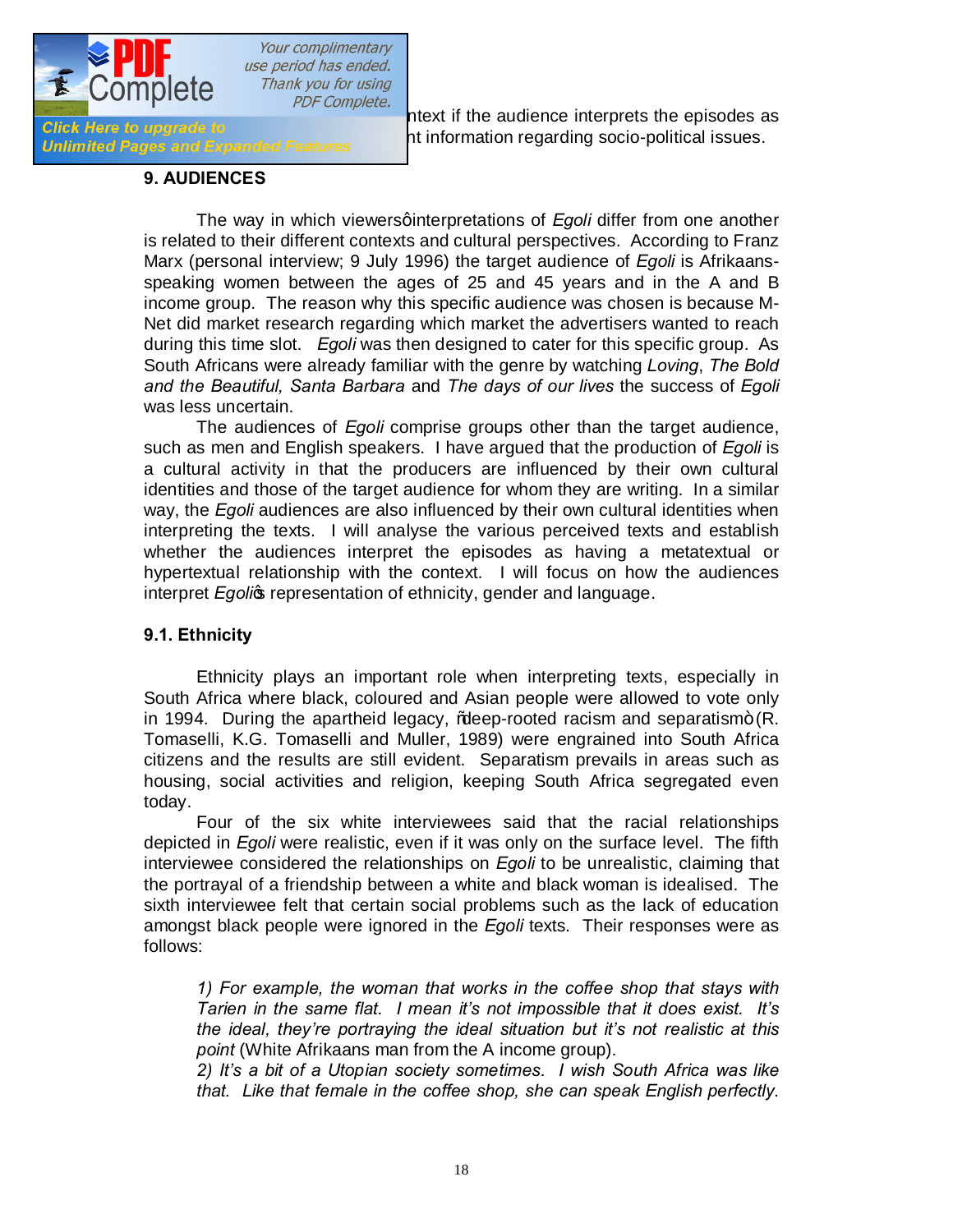ntext if the audience interprets the episodes as nt information regarding socio-political issues.

## 9. AUDIENCES

The way in which viewers' interpretations of *Egoli* differ from one another is related to their different contexts and cultural perspectives. According to Franz Marx (personal interview; 9 July 1996) the target audience of *Egoli* is Afrikaans-speaking women between the ages of 25 and 45 years and in the A and B income group. The reason why this specific audience was chosen is because M-Net did market research regarding which market the advertisers wanted to reach during this time slot. *Egoli* was then designed to cater for this specific group. As South Africans were already familiar with the genre by watching *Loving*, *The Bold and the Beautiful, Santa Barbara* and *The days of our lives* the success of *Egoli* was less uncertain.

The audiences of *Egoli* comprise groups other than the target audience, such as men and English speakers. I have argued that the production of *Egoli* is a cultural activity in that the producers are influenced by their own cultural identities and those of the target audience for whom they are writing. In a similar way, the *Egoli* audiences are also influenced by their own cultural identities when interpreting the texts. I will analyse the various perceived texts and establish whether the audiences interpret the episodes as having a metatextual or hypertextual relationship with the context. I will focus on how the audiences interpret *Egoli's* representation of ethnicity, gender and language.

### 9.1. Ethnicity

Ethnicity plays an important role when interpreting texts, especially in South Africa where black, coloured and Asian people were allowed to vote only in 1994. During the apartheid legacy, "deep-rooted racism and separatism" (R. Tomaselli, K.G. Tomaselli and Muller, 1989) were engrained into South Africa citizens and the results are still evident. Separatism prevails in areas such as housing, social activities and religion, keeping South Africa segregated even today.

Four of the six white interviewees said that the racial relationships depicted in *Egoli* were realistic, even if it was only on the surface level. The fifth interviewee considered the relationships on *Egoli* to be unrealistic, claiming that the portrayal of a friendship between a white and black woman is idealised. The sixth interviewee felt that certain social problems such as the lack of education amongst black people were ignored in the *Egoli* texts. Their responses were as follows:

> 1) *For example, the woman that works in the coffee shop that stays with Tarien in the same flat. I mean it's not impossible that it does exist. It's the ideal, they're portraying the ideal situation but it's not realistic at this point* (White Afrikaans man from the A income group).
>
> 2) *It's a bit of a Utopian society sometimes. I wish South Africa was like that. Like that female in the coffee shop, she can speak English perfectly.*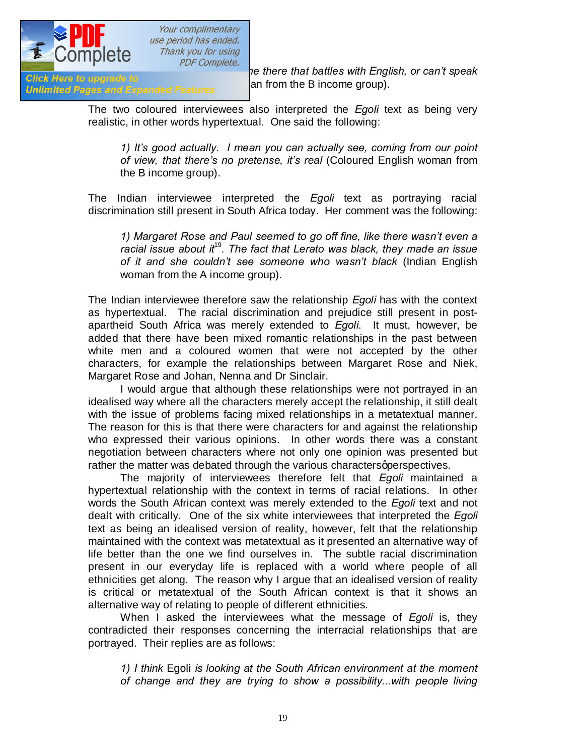*...e there that battles with English, or can't speak ...* an from the B income group).

The two coloured interviewees also interpreted the *Egoli* text as being very realistic, in other words hypertextual. One said the following:

> *1) It's good actually. I mean you can actually see, coming from our point of view, that there's no pretense, it's real* (Coloured English woman from the B income group).

The Indian interviewee interpreted the *Egoli* text as portraying racial discrimination still present in South Africa today. Her comment was the following:

> *1) Margaret Rose and Paul seemed to go off fine, like there wasn't even a racial issue about it*[19]*. The fact that Lerato was black, they made an issue of it and she couldn't see someone who wasn't black* (Indian English woman from the A income group).

The Indian interviewee therefore saw the relationship *Egoli* has with the context as hypertextual. The racial discrimination and prejudice still present in post-apartheid South Africa was merely extended to *Egoli*. It must, however, be added that there have been mixed romantic relationships in the past between white men and a coloured women that were not accepted by the other characters, for example the relationships between Margaret Rose and Niek, Margaret Rose and Johan, Nenna and Dr Sinclair.

I would argue that although these relationships were not portrayed in an idealised way where all the characters merely accept the relationship, it still dealt with the issue of problems facing mixed relationships in a metatextual manner. The reason for this is that there were characters for and against the relationship who expressed their various opinions. In other words there was a constant negotiation between characters where not only one opinion was presented but rather the matter was debated through the various characters' perspectives.

The majority of interviewees therefore felt that *Egoli* maintained a hypertextual relationship with the context in terms of racial relations. In other words the South African context was merely extended to the *Egoli* text and not dealt with critically. One of the six white interviewees that interpreted the *Egoli* text as being an idealised version of reality, however, felt that the relationship maintained with the context was metatextual as it presented an alternative way of life better than the one we find ourselves in. The subtle racial discrimination present in our everyday life is replaced with a world where people of all ethnicities get along. The reason why I argue that an idealised version of reality is critical or metatextual of the South African context is that it shows an alternative way of relating to people of different ethnicities.

When I asked the interviewees what the message of *Egoli* is, they contradicted their responses concerning the interracial relationships that are portrayed. Their replies are as follows:

> *1) I think* Egoli *is looking at the South African environment at the moment of change and they are trying to show a possibility...with people living*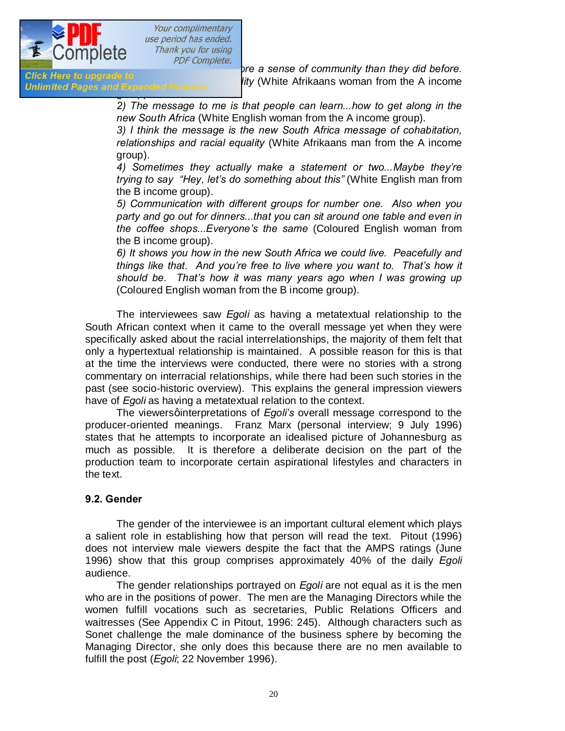*...re a sense of community than they did before. ...lity* (White Afrikaans woman from the A income group).

*2) The message to me is that people can learn...how to get along in the new South Africa* (White English woman from the A income group).

*3) I think the message is the new South Africa message of cohabitation, relationships and racial equality* (White Afrikaans man from the A income group).

*4) Sometimes they actually make a statement or two...Maybe they're trying to say "Hey, let's do something about this"* (White English man from the B income group).

*5) Communication with different groups for number one. Also when you party and go out for dinners...that you can sit around one table and even in the coffee shops...Everyone's the same* (Coloured English woman from the B income group).

*6) It shows you how in the new South Africa we could live. Peacefully and things like that. And you're free to live where you want to. That's how it should be. That's how it was many years ago when I was growing up* (Coloured English woman from the B income group).

The interviewees saw *Egoli* as having a metatextual relationship to the South African context when it came to the overall message yet when they were specifically asked about the racial interrelationships, the majority of them felt that only a hypertextual relationship is maintained. A possible reason for this is that at the time the interviews were conducted, there were no stories with a strong commentary on interracial relationships, while there had been such stories in the past (see socio-historic overview). This explains the general impression viewers have of *Egoli* as having a metatextual relation to the context.

The viewersô interpretations of *Egoli's* overall message correspond to the producer-oriented meanings. Franz Marx (personal interview; 9 July 1996) states that he attempts to incorporate an idealised picture of Johannesburg as much as possible. It is therefore a deliberate decision on the part of the production team to incorporate certain aspirational lifestyles and characters in the text.

### 9.2. Gender

The gender of the interviewee is an important cultural element which plays a salient role in establishing how that person will read the text. Pitout (1996) does not interview male viewers despite the fact that the AMPS ratings (June 1996) show that this group comprises approximately 40% of the daily *Egoli* audience.

The gender relationships portrayed on *Egoli* are not equal as it is the men who are in the positions of power. The men are the Managing Directors while the women fulfill vocations such as secretaries, Public Relations Officers and waitresses (See Appendix C in Pitout, 1996: 245). Although characters such as Sonet challenge the male dominance of the business sphere by becoming the Managing Director, she only does this because there are no men available to fulfill the post (*Egoli*; 22 November 1996).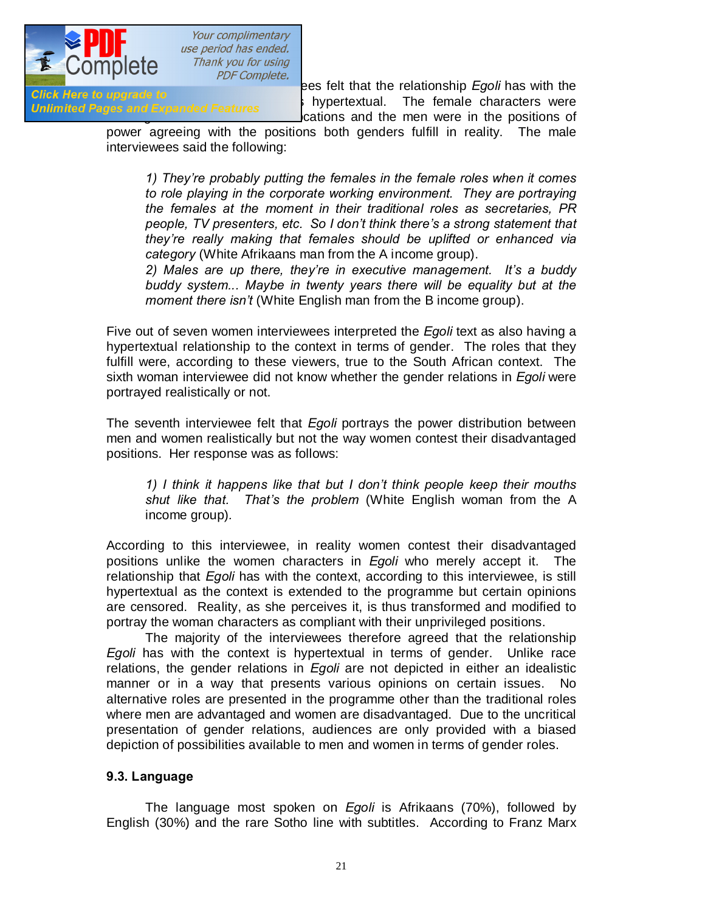ees felt that the relationship *Egoli* has with the hypertextual. The female characters were cations and the men were in the positions of power agreeing with the positions both genders fulfill in reality. The male interviewees said the following:

> *1) They're probably putting the females in the female roles when it comes to role playing in the corporate working environment. They are portraying the females at the moment in their traditional roles as secretaries, PR people, TV presenters, etc. So I don't think there's a strong statement that they're really making that females should be uplifted or enhanced via category* (White Afrikaans man from the A income group).
>
> *2) Males are up there, they're in executive management. It's a buddy buddy system... Maybe in twenty years there will be equality but at the moment there isn't* (White English man from the B income group).

Five out of seven women interviewees interpreted the *Egoli* text as also having a hypertextual relationship to the context in terms of gender. The roles that they fulfill were, according to these viewers, true to the South African context. The sixth woman interviewee did not know whether the gender relations in *Egoli* were portrayed realistically or not.

The seventh interviewee felt that *Egoli* portrays the power distribution between men and women realistically but not the way women contest their disadvantaged positions. Her response was as follows:

> *1) I think it happens like that but I don't think people keep their mouths shut like that. That's the problem* (White English woman from the A income group).

According to this interviewee, in reality women contest their disadvantaged positions unlike the women characters in *Egoli* who merely accept it. The relationship that *Egoli* has with the context, according to this interviewee, is still hypertextual as the context is extended to the programme but certain opinions are censored. Reality, as she perceives it, is thus transformed and modified to portray the woman characters as compliant with their unprivileged positions.

The majority of the interviewees therefore agreed that the relationship *Egoli* has with the context is hypertextual in terms of gender. Unlike race relations, the gender relations in *Egoli* are not depicted in either an idealistic manner or in a way that presents various opinions on certain issues. No alternative roles are presented in the programme other than the traditional roles where men are advantaged and women are disadvantaged. Due to the uncritical presentation of gender relations, audiences are only provided with a biased depiction of possibilities available to men and women in terms of gender roles.

### 9.3. Language

The language most spoken on *Egoli* is Afrikaans (70%), followed by English (30%) and the rare Sotho line with subtitles. According to Franz Marx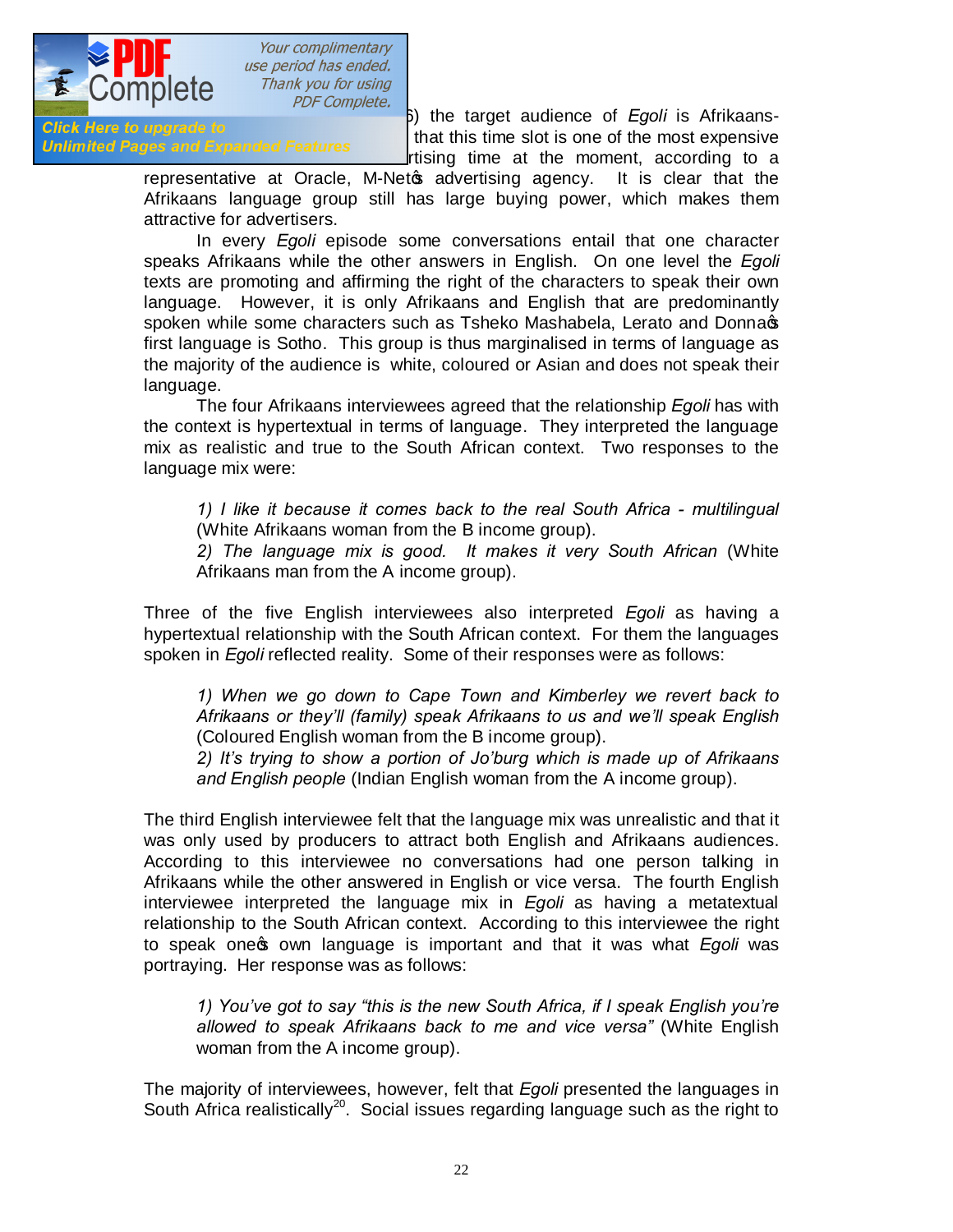) the target audience of *Egoli* is Afrikaans- that this time slot is one of the most expensive rtising time at the moment, according to a representative at Oracle, M-Net's advertising agency. It is clear that the Afrikaans language group still has large buying power, which makes them attractive for advertisers.

In every *Egoli* episode some conversations entail that one character speaks Afrikaans while the other answers in English. On one level the *Egoli* texts are promoting and affirming the right of the characters to speak their own language. However, it is only Afrikaans and English that are predominantly spoken while some characters such as Tsheko Mashabela, Lerato and Donna's first language is Sotho. This group is thus marginalised in terms of language as the majority of the audience is white, coloured or Asian and does not speak their language.

The four Afrikaans interviewees agreed that the relationship *Egoli* has with the context is hypertextual in terms of language. They interpreted the language mix as realistic and true to the South African context. Two responses to the language mix were:

> 1) *I like it because it comes back to the real South Africa - multilingual* (White Afrikaans woman from the B income group).
> 2) *The language mix is good. It makes it very South African* (White Afrikaans man from the A income group).

Three of the five English interviewees also interpreted *Egoli* as having a hypertextual relationship with the South African context. For them the languages spoken in *Egoli* reflected reality. Some of their responses were as follows:

> 1) *When we go down to Cape Town and Kimberley we revert back to Afrikaans or they'll (family) speak Afrikaans to us and we'll speak English* (Coloured English woman from the B income group).
> 2) *It's trying to show a portion of Jo'burg which is made up of Afrikaans and English people* (Indian English woman from the A income group).

The third English interviewee felt that the language mix was unrealistic and that it was only used by producers to attract both English and Afrikaans audiences. According to this interviewee no conversations had one person talking in Afrikaans while the other answered in English or vice versa. The fourth English interviewee interpreted the language mix in *Egoli* as having a metatextual relationship to the South African context. According to this interviewee the right to speak one's own language is important and that it was what *Egoli* was portraying. Her response was as follows:

> 1) *You've got to say "this is the new South Africa, if I speak English you're allowed to speak Afrikaans back to me and vice versa"* (White English woman from the A income group).

The majority of interviewees, however, felt that *Egoli* presented the languages in South Africa realistically[20]. Social issues regarding language such as the right to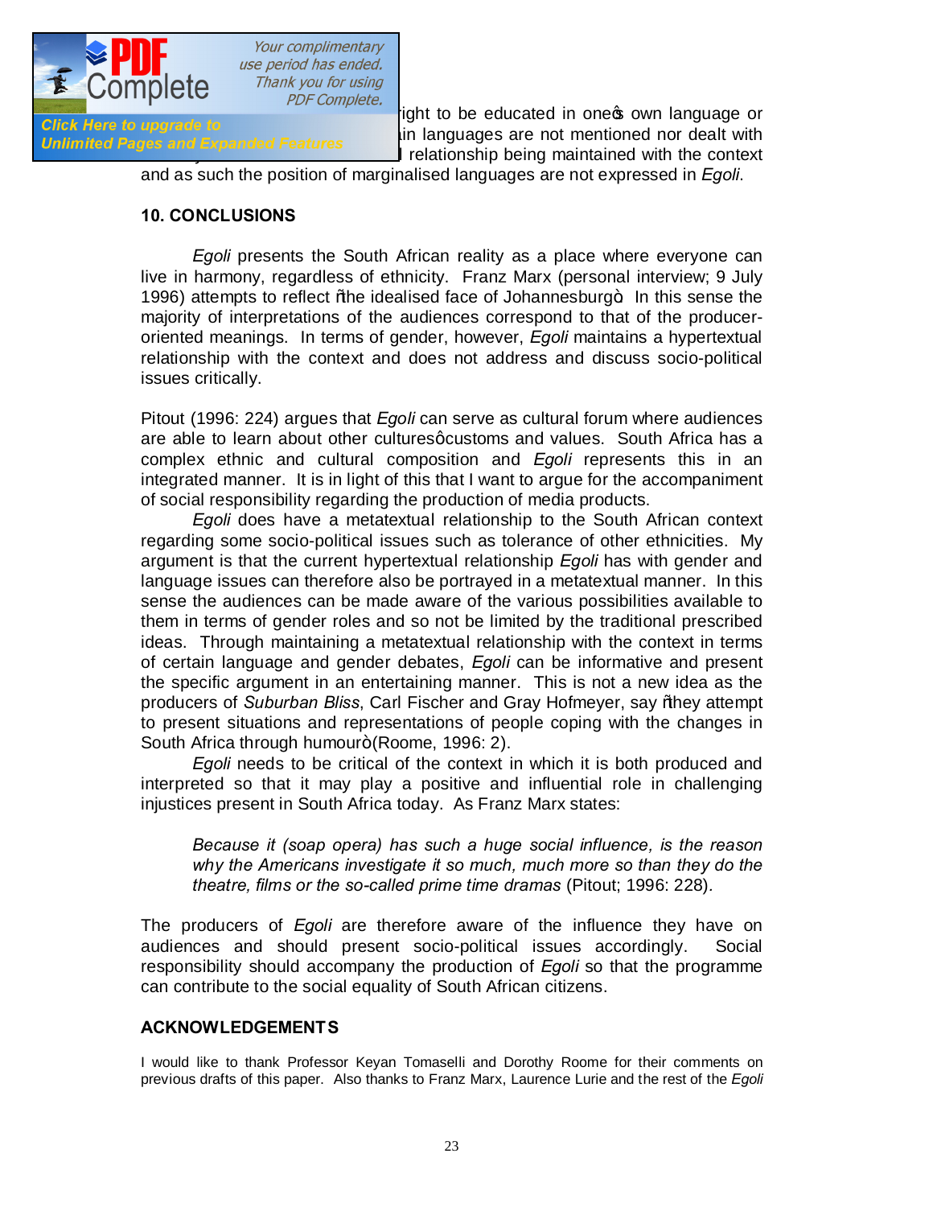ight to be educated in one's own language or in languages are not mentioned nor dealt with l relationship being maintained with the context and as such the position of marginalised languages are not expressed in *Egoli*.

### 10. CONCLUSIONS

*Egoli* presents the South African reality as a place where everyone can live in harmony, regardless of ethnicity. Franz Marx (personal interview; 9 July 1996) attempts to reflect "the idealised face of Johannesburg". In this sense the majority of interpretations of the audiences correspond to that of the producer-oriented meanings. In terms of gender, however, *Egoli* maintains a hypertextual relationship with the context and does not address and discuss socio-political issues critically.

Pitout (1996: 224) argues that *Egoli* can serve as cultural forum where audiences are able to learn about other cultures' customs and values. South Africa has a complex ethnic and cultural composition and *Egoli* represents this in an integrated manner. It is in light of this that I want to argue for the accompaniment of social responsibility regarding the production of media products.

*Egoli* does have a metatextual relationship to the South African context regarding some socio-political issues such as tolerance of other ethnicities. My argument is that the current hypertextual relationship *Egoli* has with gender and language issues can therefore also be portrayed in a metatextual manner. In this sense the audiences can be made aware of the various possibilities available to them in terms of gender roles and so not be limited by the traditional prescribed ideas. Through maintaining a metatextual relationship with the context in terms of certain language and gender debates, *Egoli* can be informative and present the specific argument in an entertaining manner. This is not a new idea as the producers of *Suburban Bliss*, Carl Fischer and Gray Hofmeyer, say "they attempt to present situations and representations of people coping with the changes in South Africa through humour" (Roome, 1996: 2).

*Egoli* needs to be critical of the context in which it is both produced and interpreted so that it may play a positive and influential role in challenging injustices present in South Africa today. As Franz Marx states:

> *Because it (soap opera) has such a huge social influence, is the reason why the Americans investigate it so much, much more so than they do the theatre, films or the so-called prime time dramas* (Pitout; 1996: 228).

The producers of *Egoli* are therefore aware of the influence they have on audiences and should present socio-political issues accordingly. Social responsibility should accompany the production of *Egoli* so that the programme can contribute to the social equality of South African citizens.

### ACKNOWLEDGEMENTS

I would like to thank Professor Keyan Tomaselli and Dorothy Roome for their comments on previous drafts of this paper. Also thanks to Franz Marx, Laurence Lurie and the rest of the *Egoli*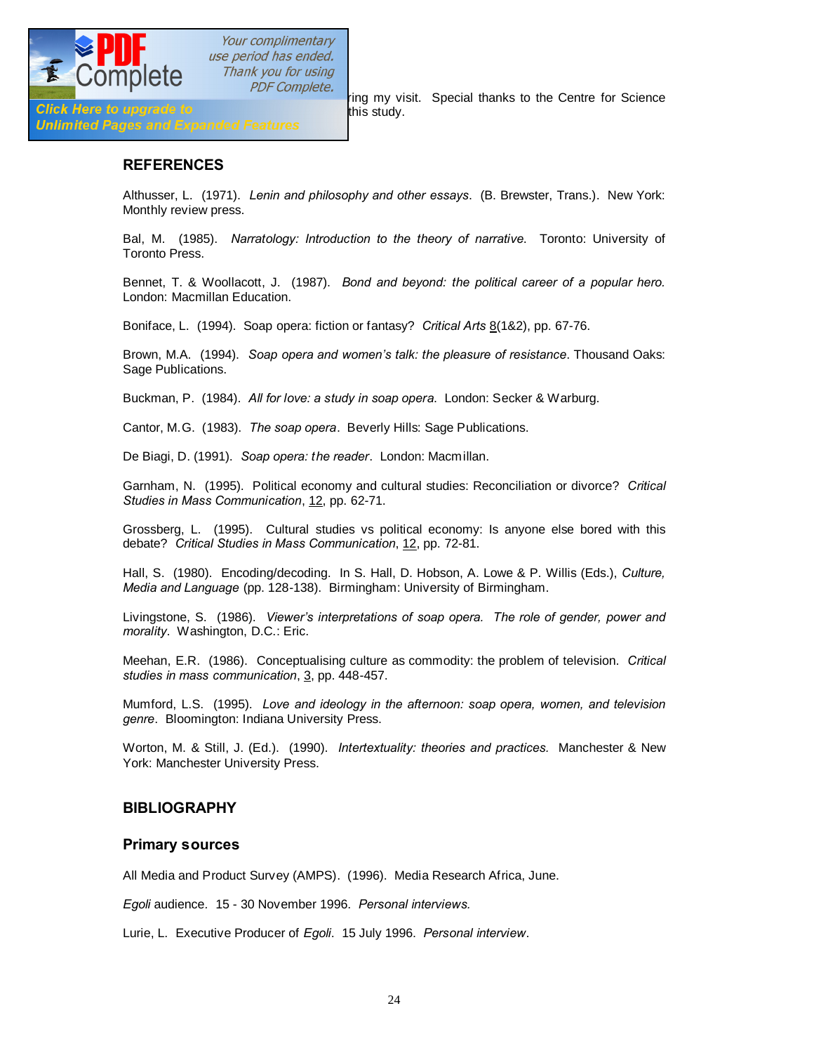ring my visit. Special thanks to the Centre for Science this study.

## REFERENCES

Althusser, L. (1971). *Lenin and philosophy and other essays*. (B. Brewster, Trans.). New York: Monthly review press.

Bal, M. (1985). *Narratology: Introduction to the theory of narrative.* Toronto: University of Toronto Press.

Bennet, T. & Woollacott, J. (1987). *Bond and beyond: the political career of a popular hero.* London: Macmillan Education.

Boniface, L. (1994). Soap opera: fiction or fantasy? *Critical Arts* 8(1&2), pp. 67-76.

Brown, M.A. (1994). *Soap opera and women's talk: the pleasure of resistance*. Thousand Oaks: Sage Publications.

Buckman, P. (1984). *All for love: a study in soap opera*. London: Secker & Warburg.

Cantor, M.G. (1983). *The soap opera*. Beverly Hills: Sage Publications.

De Biagi, D. (1991). *Soap opera: the reader*. London: Macmillan.

Garnham, N. (1995). Political economy and cultural studies: Reconciliation or divorce? *Critical Studies in Mass Communication*, 12, pp. 62-71.

Grossberg, L. (1995). Cultural studies vs political economy: Is anyone else bored with this debate? *Critical Studies in Mass Communication*, 12, pp. 72-81.

Hall, S. (1980). Encoding/decoding. In S. Hall, D. Hobson, A. Lowe & P. Willis (Eds.), *Culture, Media and Language* (pp. 128-138). Birmingham: University of Birmingham.

Livingstone, S. (1986). *Viewer's interpretations of soap opera. The role of gender, power and morality*. Washington, D.C.: Eric.

Meehan, E.R. (1986). Conceptualising culture as commodity: the problem of television. *Critical studies in mass communication*, 3, pp. 448-457.

Mumford, L.S. (1995). *Love and ideology in the afternoon: soap opera, women, and television genre*. Bloomington: Indiana University Press.

Worton, M. & Still, J. (Ed.). (1990). *Intertextuality: theories and practices.* Manchester & New York: Manchester University Press.

## BIBLIOGRAPHY

### Primary sources

All Media and Product Survey (AMPS). (1996). Media Research Africa, June.

*Egoli* audience. 15 - 30 November 1996. *Personal interviews.*

Lurie, L. Executive Producer of *Egoli*. 15 July 1996. *Personal interview*.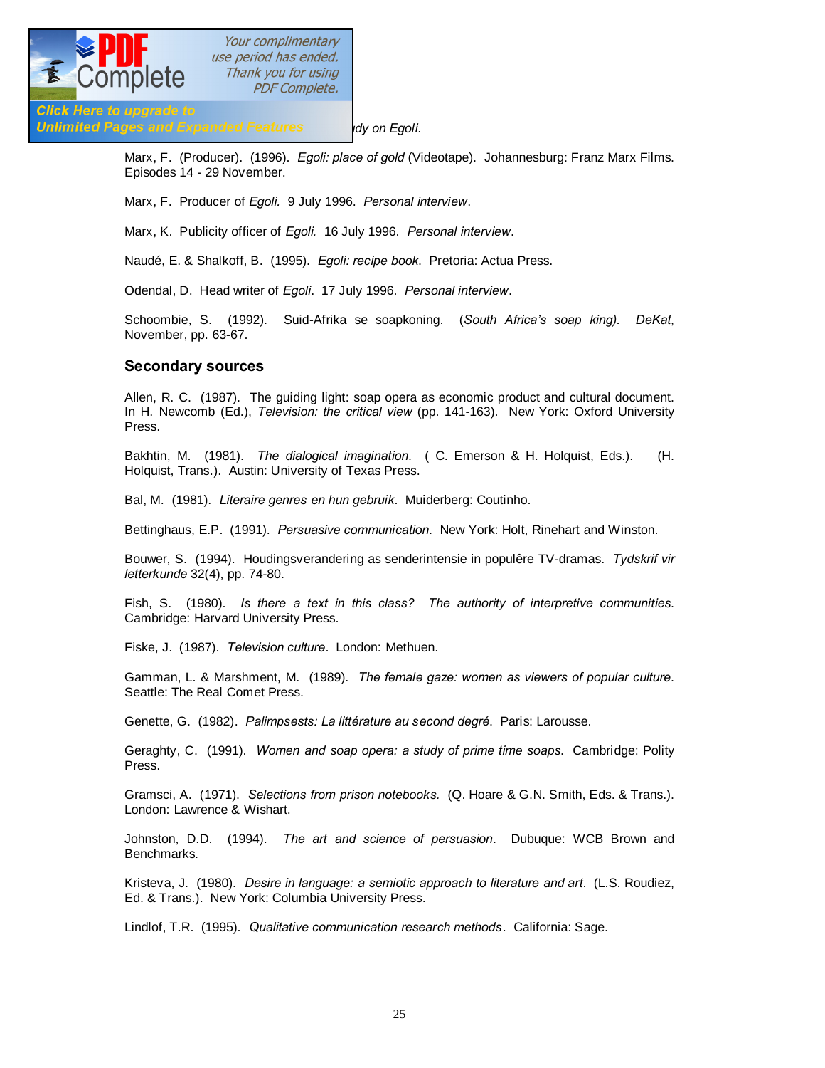dy on Egoli.

Marx, F. (Producer). (1996). *Egoli: place of gold* (Videotape). Johannesburg: Franz Marx Films. Episodes 14 - 29 November.

Marx, F. Producer of *Egoli.* 9 July 1996. *Personal interview*.

Marx, K. Publicity officer of *Egoli.* 16 July 1996. *Personal interview*.

Naudé, E. & Shalkoff, B. (1995). *Egoli: recipe book.* Pretoria: Actua Press.

Odendal, D. Head writer of *Egoli*. 17 July 1996. *Personal interview*.

Schoombie, S. (1992). Suid-Afrika se soapkoning. (*South Africa's soap king). DeKat*, November, pp. 63-67.

## Secondary sources

Allen, R. C. (1987). The guiding light: soap opera as economic product and cultural document. In H. Newcomb (Ed.), *Television: the critical view* (pp. 141-163). New York: Oxford University Press.

Bakhtin, M. (1981). *The dialogical imagination.* ( C. Emerson & H. Holquist, Eds.). (H. Holquist, Trans.). Austin: University of Texas Press.

Bal, M. (1981). *Literaire genres en hun gebruik*. Muiderberg: Coutinho.

Bettinghaus, E.P. (1991). *Persuasive communication.* New York: Holt, Rinehart and Winston.

Bouwer, S. (1994). Houdingsverandering as senderintensie in populêre TV-dramas. *Tydskrif vir letterkunde* 32(4), pp. 74-80.

Fish, S. (1980). *Is there a text in this class? The authority of interpretive communities.* Cambridge: Harvard University Press.

Fiske, J. (1987). *Television culture*. London: Methuen.

Gamman, L. & Marshment, M. (1989). *The female gaze: women as viewers of popular culture*. Seattle: The Real Comet Press.

Genette, G. (1982). *Palimpsests: La littérature au second degré*. Paris: Larousse.

Geraghty, C. (1991). *Women and soap opera: a study of prime time soaps.* Cambridge: Polity Press.

Gramsci, A. (1971). *Selections from prison notebooks.* (Q. Hoare & G.N. Smith, Eds. & Trans.). London: Lawrence & Wishart.

Johnston, D.D. (1994). *The art and science of persuasion*. Dubuque: WCB Brown and Benchmarks.

Kristeva, J. (1980). *Desire in language: a semiotic approach to literature and art*. (L.S. Roudiez, Ed. & Trans.). New York: Columbia University Press.

Lindlof, T.R. (1995). *Qualitative communication research methods*. California: Sage.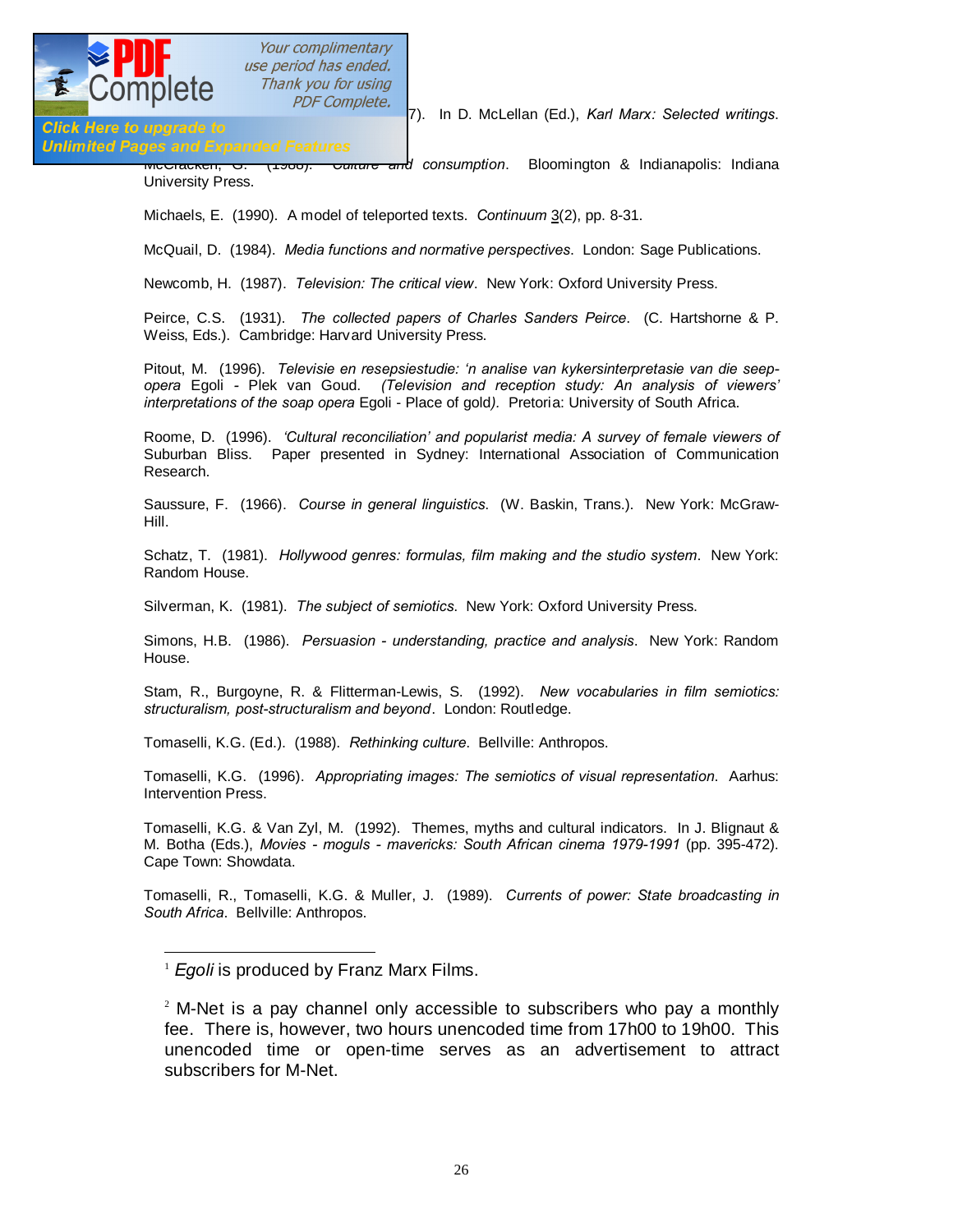7). In D. McLellan (Ed.), *Karl Marx: Selected writings*.

McCracken, G. (1988). *Culture and consumption*. Bloomington & Indianapolis: Indiana University Press.

Michaels, E. (1990). A model of teleported texts. *Continuum* 3(2), pp. 8-31.

McQuail, D. (1984). *Media functions and normative perspectives*. London: Sage Publications.

Newcomb, H. (1987). *Television: The critical view*. New York: Oxford University Press.

Peirce, C.S. (1931). *The collected papers of Charles Sanders Peirce*. (C. Hartshorne & P. Weiss, Eds.). Cambridge: Harvard University Press.

Pitout, M. (1996). *Televisie en resepsiestudie: 'n analise van kykersinterpretasie van die seep-opera* Egoli - Plek van Goud. *(Television and reception study: An analysis of viewers' interpretations of the soap opera* Egoli - Place of gold*)*. Pretoria: University of South Africa.

Roome, D. (1996). *'Cultural reconciliation' and popularist media: A survey of female viewers of* Suburban Bliss. Paper presented in Sydney: International Association of Communication Research.

Saussure, F. (1966). *Course in general linguistics*. (W. Baskin, Trans.). New York: McGraw-Hill.

Schatz, T. (1981). *Hollywood genres: formulas, film making and the studio system*. New York: Random House.

Silverman, K. (1981). *The subject of semiotics*. New York: Oxford University Press.

Simons, H.B. (1986). *Persuasion - understanding, practice and analysis*. New York: Random House.

Stam, R., Burgoyne, R. & Flitterman-Lewis, S. (1992). *New vocabularies in film semiotics: structuralism, post-structuralism and beyond*. London: Routledge.

Tomaselli, K.G. (Ed.). (1988). *Rethinking culture*. Bellville: Anthropos.

Tomaselli, K.G. (1996). *Appropriating images: The semiotics of visual representation*. Aarhus: Intervention Press.

Tomaselli, K.G. & Van Zyl, M. (1992). Themes, myths and cultural indicators. In J. Blignaut & M. Botha (Eds.), *Movies - moguls - mavericks: South African cinema 1979-1991* (pp. 395-472). Cape Town: Showdata.

Tomaselli, R., Tomaselli, K.G. & Muller, J. (1989). *Currents of power: State broadcasting in South Africa*. Bellville: Anthropos.

---

[1] *Egoli* is produced by Franz Marx Films.

[2] M-Net is a pay channel only accessible to subscribers who pay a monthly fee. There is, however, two hours unencoded time from 17h00 to 19h00. This unencoded time or open-time serves as an advertisement to attract subscribers for M-Net.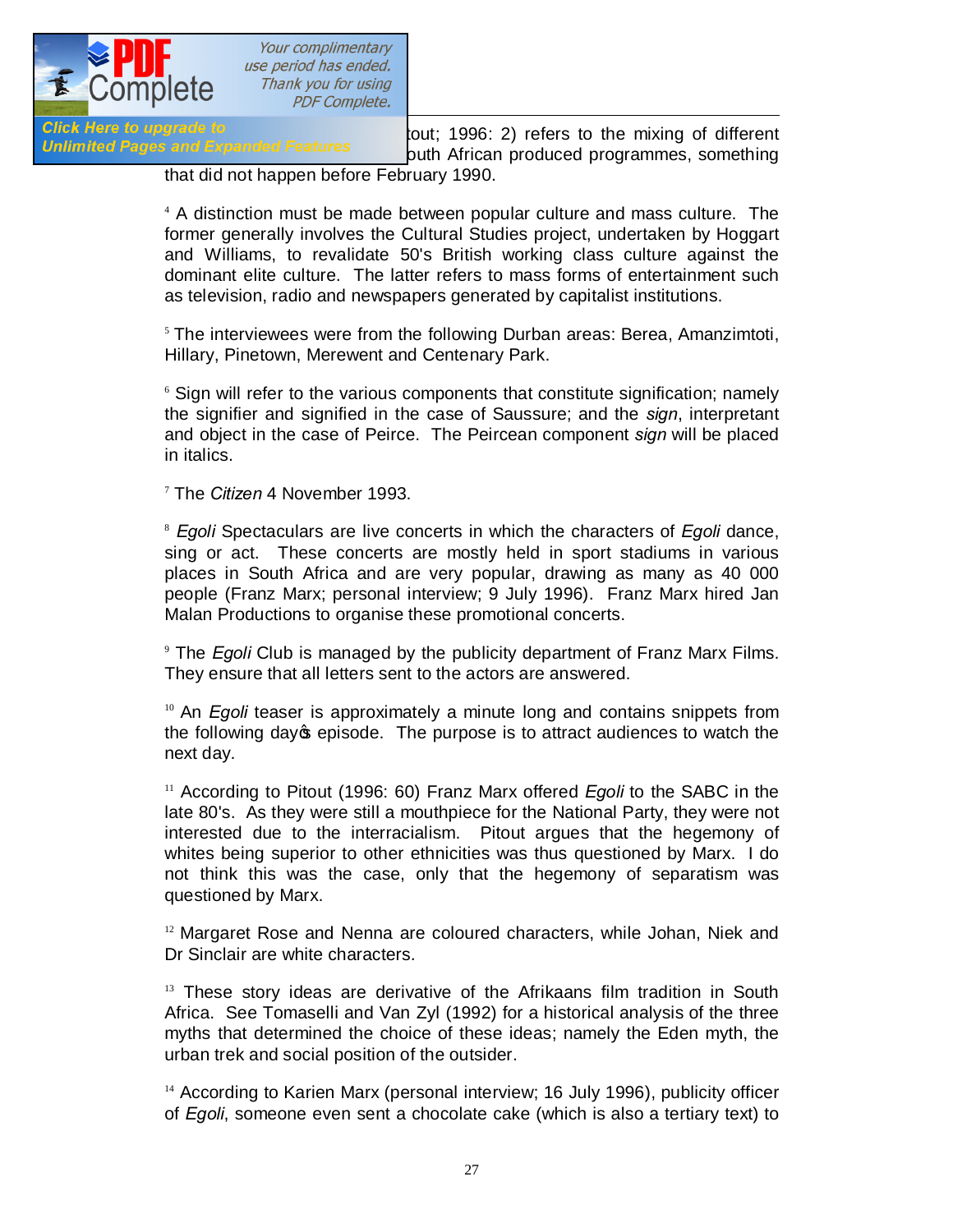tout; 1996: 2) refers to the mixing of different South African produced programmes, something that did not happen before February 1990.

[4] A distinction must be made between popular culture and mass culture. The former generally involves the Cultural Studies project, undertaken by Hoggart and Williams, to revalidate 50's British working class culture against the dominant elite culture. The latter refers to mass forms of entertainment such as television, radio and newspapers generated by capitalist institutions.

[5] The interviewees were from the following Durban areas: Berea, Amanzimtoti, Hillary, Pinetown, Merewent and Centenary Park.

[6] Sign will refer to the various components that constitute signification; namely the signifier and signified in the case of Saussure; and the *sign*, interpretant and object in the case of Peirce. The Peircean component *sign* will be placed in italics.

[7] The *Citizen* 4 November 1993.

[8] *Egoli* Spectaculars are live concerts in which the characters of *Egoli* dance, sing or act. These concerts are mostly held in sport stadiums in various places in South Africa and are very popular, drawing as many as 40 000 people (Franz Marx; personal interview; 9 July 1996). Franz Marx hired Jan Malan Productions to organise these promotional concerts.

[9] The *Egoli* Club is managed by the publicity department of Franz Marx Films. They ensure that all letters sent to the actors are answered.

[10] An *Egoli* teaser is approximately a minute long and contains snippets from the following day's episode. The purpose is to attract audiences to watch the next day.

[11] According to Pitout (1996: 60) Franz Marx offered *Egoli* to the SABC in the late 80's. As they were still a mouthpiece for the National Party, they were not interested due to the interracialism. Pitout argues that the hegemony of whites being superior to other ethnicities was thus questioned by Marx. I do not think this was the case, only that the hegemony of separatism was questioned by Marx.

[12] Margaret Rose and Nenna are coloured characters, while Johan, Niek and Dr Sinclair are white characters.

[13] These story ideas are derivative of the Afrikaans film tradition in South Africa. See Tomaselli and Van Zyl (1992) for a historical analysis of the three myths that determined the choice of these ideas; namely the Eden myth, the urban trek and social position of the outsider.

[14] According to Karien Marx (personal interview; 16 July 1996), publicity officer of *Egoli*, someone even sent a chocolate cake (which is also a tertiary text) to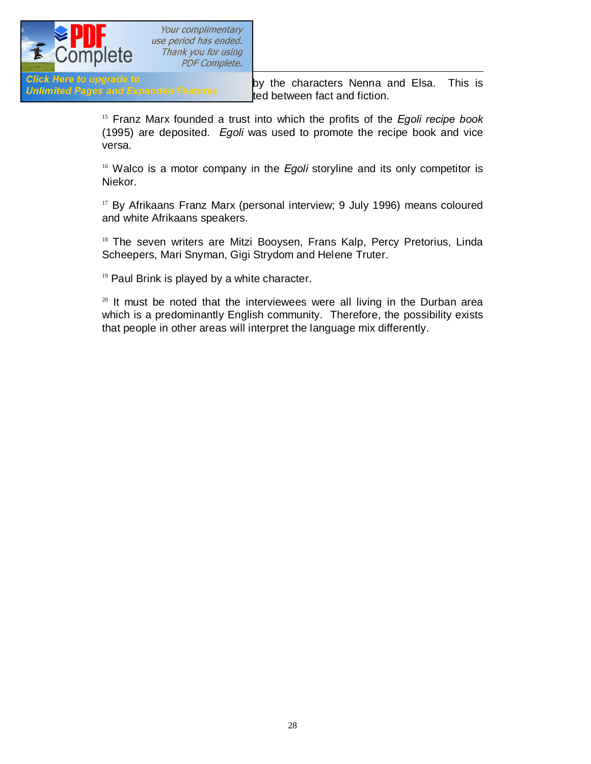by the characters Nenna and Elsa. This is ted between fact and fiction.

[15] Franz Marx founded a trust into which the profits of the *Egoli recipe book* (1995) are deposited. *Egoli* was used to promote the recipe book and vice versa.

[16] Walco is a motor company in the *Egoli* storyline and its only competitor is Niekor.

[17] By Afrikaans Franz Marx (personal interview; 9 July 1996) means coloured and white Afrikaans speakers.

[18] The seven writers are Mitzi Booysen, Frans Kalp, Percy Pretorius, Linda Scheepers, Mari Snyman, Gigi Strydom and Helene Truter.

[19] Paul Brink is played by a white character.

[20] It must be noted that the interviewees were all living in the Durban area which is a predominantly English community. Therefore, the possibility exists that people in other areas will interpret the language mix differently.